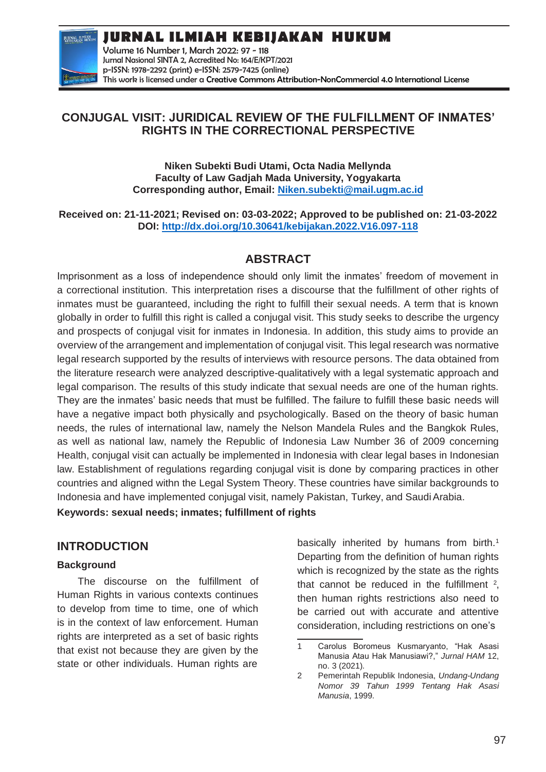# CONJUGAL VISIT: JURIDICAL REVIEW OF THE FULFILLMENT OF INMATES' RIGHTS IN THE CORRECTIONAL PERSPECTIVE

**Niken Subekti Budi Utami, Octa Nadia Mellynda**
**Faculty of Law Gadjah Mada University, Yogyakarta**
**Corresponding author, Email: Niken.subekti@mail.ugm.ac.id**

**Received on: 21-11-2021; Revised on: 03-03-2022; Approved to be published on: 21-03-2022**
**DOI: http://dx.doi.org/10.30641/kebijakan.2022.V16.097-118**

## ABSTRACT

Imprisonment as a loss of independence should only limit the inmates' freedom of movement in a correctional institution. This interpretation rises a discourse that the fulfillment of other rights of inmates must be guaranteed, including the right to fulfill their sexual needs. A term that is known globally in order to fulfill this right is called a conjugal visit. This study seeks to describe the urgency and prospects of conjugal visit for inmates in Indonesia. In addition, this study aims to provide an overview of the arrangement and implementation of conjugal visit. This legal research was normative legal research supported by the results of interviews with resource persons. The data obtained from the literature research were analyzed descriptive-qualitatively with a legal systematic approach and legal comparison. The results of this study indicate that sexual needs are one of the human rights. They are the inmates' basic needs that must be fulfilled. The failure to fulfill these basic needs will have a negative impact both physically and psychologically. Based on the theory of basic human needs, the rules of international law, namely the Nelson Mandela Rules and the Bangkok Rules, as well as national law, namely the Republic of Indonesia Law Number 36 of 2009 concerning Health, conjugal visit can actually be implemented in Indonesia with clear legal bases in Indonesian law. Establishment of regulations regarding conjugal visit is done by comparing practices in other countries and aligned withn the Legal System Theory. These countries have similar backgrounds to Indonesia and have implemented conjugal visit, namely Pakistan, Turkey, and Saudi Arabia.

**Keywords: sexual needs; inmates; fulfillment of rights**

## INTRODUCTION

### Background

The discourse on the fulfillment of Human Rights in various contexts continues to develop from time to time, one of which is in the context of law enforcement. Human rights are interpreted as a set of basic rights that exist not because they are given by the state or other individuals. Human rights are basically inherited by humans from birth.[1] Departing from the definition of human rights which is recognized by the state as the rights that cannot be reduced in the fulfillment [2], then human rights restrictions also need to be carried out with accurate and attentive consideration, including restrictions on one's

---

1 Carolus Boromeus Kusmaryanto, "Hak Asasi Manusia Atau Hak Manusiawi?," *Jurnal HAM* 12, no. 3 (2021).

2 Pemerintah Republik Indonesia, *Undang-Undang Nomor 39 Tahun 1999 Tentang Hak Asasi Manusia*, 1999.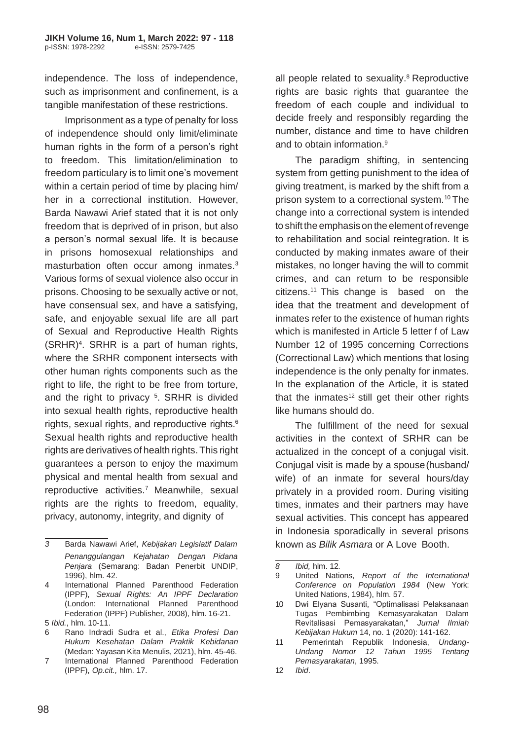independence. The loss of independence, such as imprisonment and confinement, is a tangible manifestation of these restrictions.

Imprisonment as a type of penalty for loss of independence should only limit/eliminate human rights in the form of a person's right to freedom. This limitation/elimination to freedom particulary is to limit one's movement within a certain period of time by placing him/her in a correctional institution. However, Barda Nawawi Arief stated that it is not only freedom that is deprived of in prison, but also a person's normal sexual life. It is because in prisons homosexual relationships and masturbation often occur among inmates.[3] Various forms of sexual violence also occur in prisons. Choosing to be sexually active or not, have consensual sex, and have a satisfying, safe, and enjoyable sexual life are all part of Sexual and Reproductive Health Rights (SRHR)[4]. SRHR is a part of human rights, where the SRHR component intersects with other human rights components such as the right to life, the right to be free from torture, and the right to privacy [5]. SRHR is divided into sexual health rights, reproductive health rights, sexual rights, and reproductive rights.[6] Sexual health rights and reproductive health rights are derivatives of health rights. This right guarantees a person to enjoy the maximum physical and mental health from sexual and reproductive activities.[7] Meanwhile, sexual rights are the rights to freedom, equality, privacy, autonomy, integrity, and dignity of all people related to sexuality.[8] Reproductive rights are basic rights that guarantee the freedom of each couple and individual to decide freely and responsibly regarding the number, distance and time to have children and to obtain information.[9]

The paradigm shifting, in sentencing system from getting punishment to the idea of giving treatment, is marked by the shift from a prison system to a correctional system.[10] The change into a correctional system is intended to shift the emphasis on the element of revenge to rehabilitation and social reintegration. It is conducted by making inmates aware of their mistakes, no longer having the will to commit crimes, and can return to be responsible citizens.[11] This change is based on the idea that the treatment and development of inmates refer to the existence of human rights which is manifested in Article 5 letter f of Law Number 12 of 1995 concerning Corrections (Correctional Law) which mentions that losing independence is the only penalty for inmates. In the explanation of the Article, it is stated that the inmates[12] still get their other rights like humans should do.

The fulfillment of the need for sexual activities in the context of SRHR can be actualized in the concept of a conjugal visit. Conjugal visit is made by a spouse (husband/wife) of an inmate for several hours/day privately in a provided room. During visiting times, inmates and their partners may have sexual activities. This concept has appeared in Indonesia sporadically in several prisons known as *Bilik Asmara* or A Love Booth.

---

3 Barda Nawawi Arief, *Kebijakan Legislatif Dalam Penanggulangan Kejahatan Dengan Pidana Penjara* (Semarang: Badan Penerbit UNDIP, 1996), hlm. 42.

4 International Planned Parenthood Federation (IPPF), *Sexual Rights: An IPPF Declaration* (London: International Planned Parenthood Federation (IPPF) Publisher, 2008), hlm. 16-21.

5 *Ibid.*, hlm. 10-11.

6 Rano Indradi Sudra et al., *Etika Profesi Dan Hukum Kesehatan Dalam Praktik Kebidanan* (Medan: Yayasan Kita Menulis, 2021), hlm. 45-46.

7 International Planned Parenthood Federation (IPPF), *Op.cit.,* hlm. 17.

8 *Ibid,* hlm. 12.

9 United Nations, *Report of the International Conference on Population 1984* (New York: United Nations, 1984), hlm. 57.

10 Dwi Elyana Susanti, "Optimalisasi Pelaksanaan Tugas Pembimbing Kemasyarakatan Dalam Revitalisasi Pemasyarakatan," *Jurnal Ilmiah Kebijakan Hukum* 14, no. 1 (2020): 141-162.

11 Pemerintah Republik Indonesia, *Undang-Undang Nomor 12 Tahun 1995 Tentang Pemasyarakatan*, 1995.

12 *Ibid*.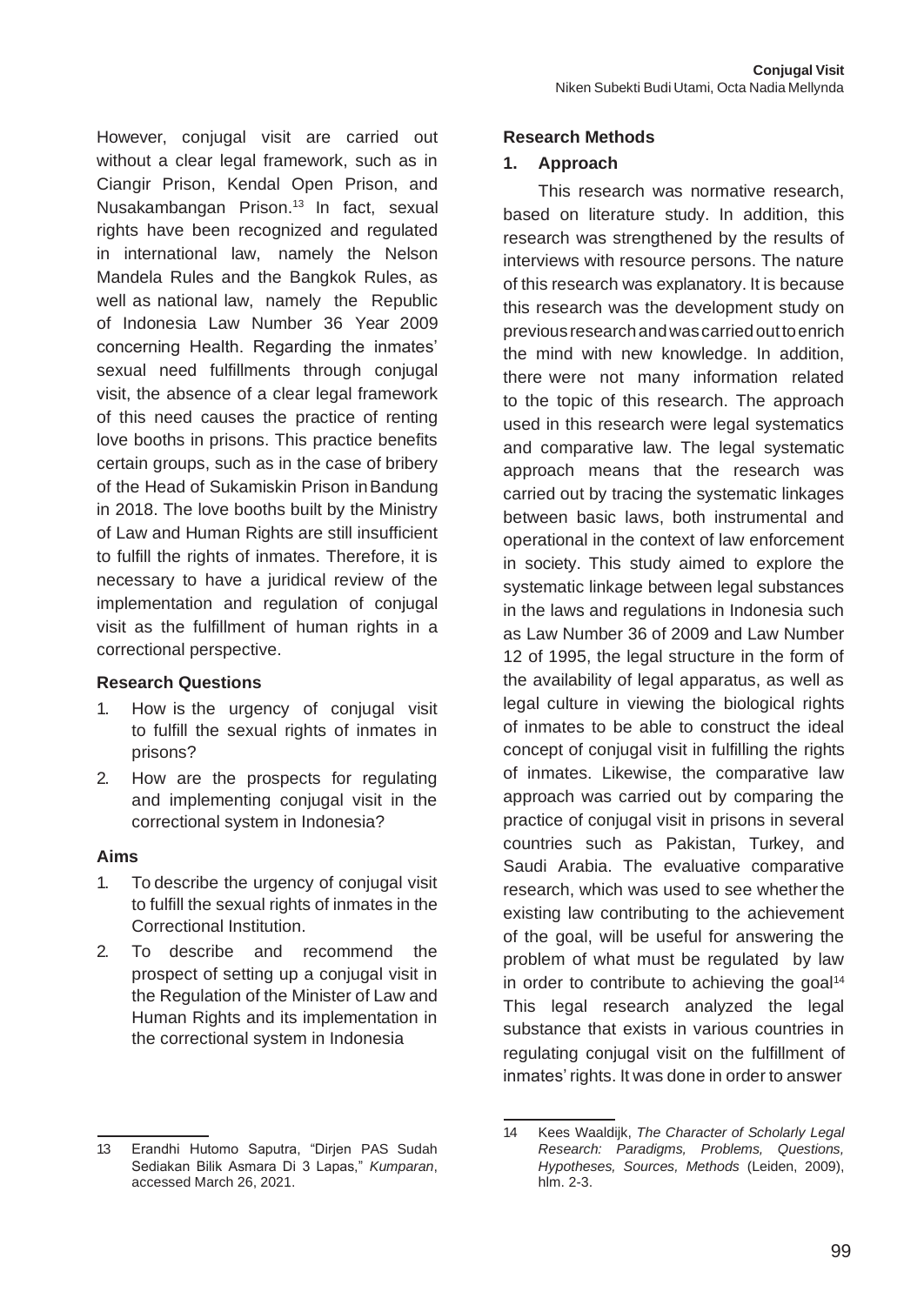However, conjugal visit are carried out without a clear legal framework, such as in Ciangir Prison, Kendal Open Prison, and Nusakambangan Prison.[13] In fact, sexual rights have been recognized and regulated in international law, namely the Nelson Mandela Rules and the Bangkok Rules, as well as national law, namely the Republic of Indonesia Law Number 36 Year 2009 concerning Health. Regarding the inmates' sexual need fulfillments through conjugal visit, the absence of a clear legal framework of this need causes the practice of renting love booths in prisons. This practice benefits certain groups, such as in the case of bribery of the Head of Sukamiskin Prison in Bandung in 2018. The love booths built by the Ministry of Law and Human Rights are still insufficient to fulfill the rights of inmates. Therefore, it is necessary to have a juridical review of the implementation and regulation of conjugal visit as the fulfillment of human rights in a correctional perspective.

### Research Questions

1. How is the urgency of conjugal visit to fulfill the sexual rights of inmates in prisons?
2. How are the prospects for regulating and implementing conjugal visit in the correctional system in Indonesia?

### Aims

1. To describe the urgency of conjugal visit to fulfill the sexual rights of inmates in the Correctional Institution.
2. To describe and recommend the prospect of setting up a conjugal visit in the Regulation of the Minister of Law and Human Rights and its implementation in the correctional system in Indonesia

13 Erandhi Hutomo Saputra, "Dirjen PAS Sudah Sediakan Bilik Asmara Di 3 Lapas," *Kumparan*, accessed March 26, 2021.

## Research Methods

### 1. Approach

This research was normative research, based on literature study. In addition, this research was strengthened by the results of interviews with resource persons. The nature of this research was explanatory. It is because this research was the development study on previous research and was carried out to enrich the mind with new knowledge. In addition, there were not many information related to the topic of this research. The approach used in this research were legal systematics and comparative law. The legal systematic approach means that the research was carried out by tracing the systematic linkages between basic laws, both instrumental and operational in the context of law enforcement in society. This study aimed to explore the systematic linkage between legal substances in the laws and regulations in Indonesia such as Law Number 36 of 2009 and Law Number 12 of 1995, the legal structure in the form of the availability of legal apparatus, as well as legal culture in viewing the biological rights of inmates to be able to construct the ideal concept of conjugal visit in fulfilling the rights of inmates. Likewise, the comparative law approach was carried out by comparing the practice of conjugal visit in prisons in several countries such as Pakistan, Turkey, and Saudi Arabia. The evaluative comparative research, which was used to see whether the existing law contributing to the achievement of the goal, will be useful for answering the problem of what must be regulated by law in order to contribute to achieving the goal[14] This legal research analyzed the legal substance that exists in various countries in regulating conjugal visit on the fulfillment of inmates' rights. It was done in order to answer

14 Kees Waaldijk, *The Character of Scholarly Legal Research: Paradigms, Problems, Questions, Hypotheses, Sources, Methods* (Leiden, 2009), hlm. 2-3.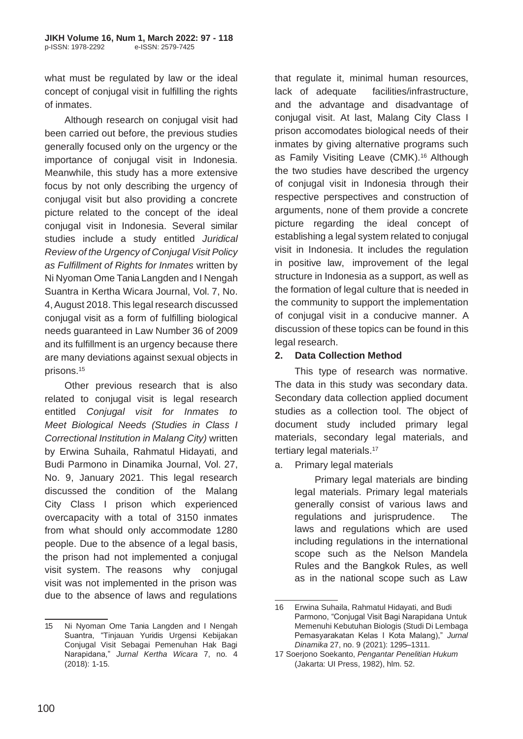what must be regulated by law or the ideal concept of conjugal visit in fulfilling the rights of inmates.

Although research on conjugal visit had been carried out before, the previous studies generally focused only on the urgency or the importance of conjugal visit in Indonesia. Meanwhile, this study has a more extensive focus by not only describing the urgency of conjugal visit but also providing a concrete picture related to the concept of the ideal conjugal visit in Indonesia. Several similar studies include a study entitled *Juridical Review of the Urgency of Conjugal Visit Policy as Fulfillment of Rights for Inmates* written by Ni Nyoman Ome Tania Langden and I Nengah Suantra in Kertha Wicara Journal, Vol. 7, No. 4, August 2018. This legal research discussed conjugal visit as a form of fulfilling biological needs guaranteed in Law Number 36 of 2009 and its fulfillment is an urgency because there are many deviations against sexual objects in prisons.[15]

Other previous research that is also related to conjugal visit is legal research entitled *Conjugal visit for Inmates to Meet Biological Needs (Studies in Class I Correctional Institution in Malang City)* written by Erwina Suhaila, Rahmatul Hidayati, and Budi Parmono in Dinamika Journal, Vol. 27, No. 9, January 2021. This legal research discussed the condition of the Malang City Class I prison which experienced overcapacity with a total of 3150 inmates from what should only accommodate 1280 people. Due to the absence of a legal basis, the prison had not implemented a conjugal visit system. The reasons why conjugal visit was not implemented in the prison was due to the absence of laws and regulations that regulate it, minimal human resources, lack of adequate facilities/infrastructure, and the advantage and disadvantage of conjugal visit. At last, Malang City Class I prison accomodates biological needs of their inmates by giving alternative programs such as Family Visiting Leave (CMK).[16] Although the two studies have described the urgency of conjugal visit in Indonesia through their respective perspectives and construction of arguments, none of them provide a concrete picture regarding the ideal concept of establishing a legal system related to conjugal visit in Indonesia. It includes the regulation in positive law, improvement of the legal structure in Indonesia as a support, as well as the formation of legal culture that is needed in the community to support the implementation of conjugal visit in a conducive manner. A discussion of these topics can be found in this legal research.

**2. Data Collection Method**

This type of research was normative. The data in this study was secondary data. Secondary data collection applied document studies as a collection tool. The object of document study included primary legal materials, secondary legal materials, and tertiary legal materials.[17]

a. Primary legal materials

   Primary legal materials are binding legal materials. Primary legal materials generally consist of various laws and regulations and jurisprudence. The laws and regulations which are used including regulations in the international scope such as the Nelson Mandela Rules and the Bangkok Rules, as well as in the national scope such as Law

---

15 Ni Nyoman Ome Tania Langden and I Nengah Suantra, "Tinjauan Yuridis Urgensi Kebijakan Conjugal Visit Sebagai Pemenuhan Hak Bagi Narapidana," *Jurnal Kertha Wicara* 7, no. 4 (2018): 1-15.

16 Erwina Suhaila, Rahmatul Hidayati, and Budi Parmono, "Conjugal Visit Bagi Narapidana Untuk Memenuhi Kebutuhan Biologis (Studi Di Lembaga Pemasyarakatan Kelas I Kota Malang)," *Jurnal Dinamika* 27, no. 9 (2021): 1295–1311.

17 Soerjono Soekanto, *Pengantar Penelitian Hukum* (Jakarta: UI Press, 1982), hlm. 52.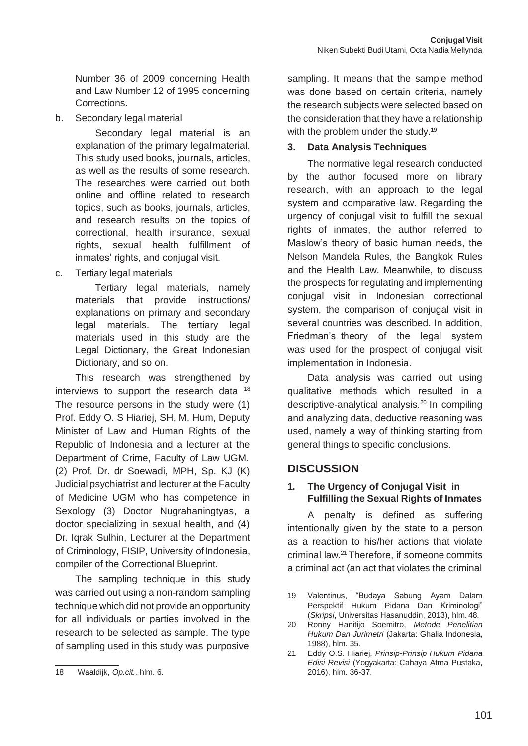Number 36 of 2009 concerning Health and Law Number 12 of 1995 concerning Corrections.

b. Secondary legal material

   Secondary legal material is an explanation of the primary legal material. This study used books, journals, articles, as well as the results of some research. The researches were carried out both online and offline related to research topics, such as books, journals, articles, and research results on the topics of correctional, health insurance, sexual rights, sexual health fulfillment of inmates' rights, and conjugal visit.

c. Tertiary legal materials

   Tertiary legal materials, namely materials that provide instructions/ explanations on primary and secondary legal materials. The tertiary legal materials used in this study are the Legal Dictionary, the Great Indonesian Dictionary, and so on.

This research was strengthened by interviews to support the research data [18] The resource persons in the study were (1) Prof. Eddy O. S Hiariej, SH, M. Hum, Deputy Minister of Law and Human Rights of the Republic of Indonesia and a lecturer at the Department of Crime, Faculty of Law UGM. (2) Prof. Dr. dr Soewadi, MPH, Sp. KJ (K) Judicial psychiatrist and lecturer at the Faculty of Medicine UGM who has competence in Sexology (3) Doctor Nugrahaningtyas, a doctor specializing in sexual health, and (4) Dr. Iqrak Sulhin, Lecturer at the Department of Criminology, FISIP, University of Indonesia, compiler of the Correctional Blueprint.

The sampling technique in this study was carried out using a non-random sampling technique which did not provide an opportunity for all individuals or parties involved in the research to be selected as sample. The type of sampling used in this study was purposive sampling. It means that the sample method was done based on certain criteria, namely the research subjects were selected based on the consideration that they have a relationship with the problem under the study.[19]

### 3. Data Analysis Techniques

The normative legal research conducted by the author focused more on library research, with an approach to the legal system and comparative law. Regarding the urgency of conjugal visit to fulfill the sexual rights of inmates, the author referred to Maslow's theory of basic human needs, the Nelson Mandela Rules, the Bangkok Rules and the Health Law. Meanwhile, to discuss the prospects for regulating and implementing conjugal visit in Indonesian correctional system, the comparison of conjugal visit in several countries was described. In addition, Friedman's theory of the legal system was used for the prospect of conjugal visit implementation in Indonesia.

Data analysis was carried out using qualitative methods which resulted in a descriptive-analytical analysis.[20] In compiling and analyzing data, deductive reasoning was used, namely a way of thinking starting from general things to specific conclusions.

## DISCUSSION

### 1. The Urgency of Conjugal Visit in Fulfilling the Sexual Rights of Inmates

A penalty is defined as suffering intentionally given by the state to a person as a reaction to his/her actions that violate criminal law.[21] Therefore, if someone commits a criminal act (an act that violates the criminal

---

18 Waaldijk, *Op.cit.,* hlm. 6.

19 Valentinus, "Budaya Sabung Ayam Dalam Perspektif Hukum Pidana Dan Kriminologi" (*Skripsi*, Universitas Hasanuddin, 2013), hlm. 48.

20 Ronny Hanitijo Soemitro, *Metode Penelitian Hukum Dan Jurimetri* (Jakarta: Ghalia Indonesia, 1988), hlm. 35.

21 Eddy O.S. Hiariej, *Prinsip-Prinsip Hukum Pidana Edisi Revisi* (Yogyakarta: Cahaya Atma Pustaka, 2016), hlm. 36-37.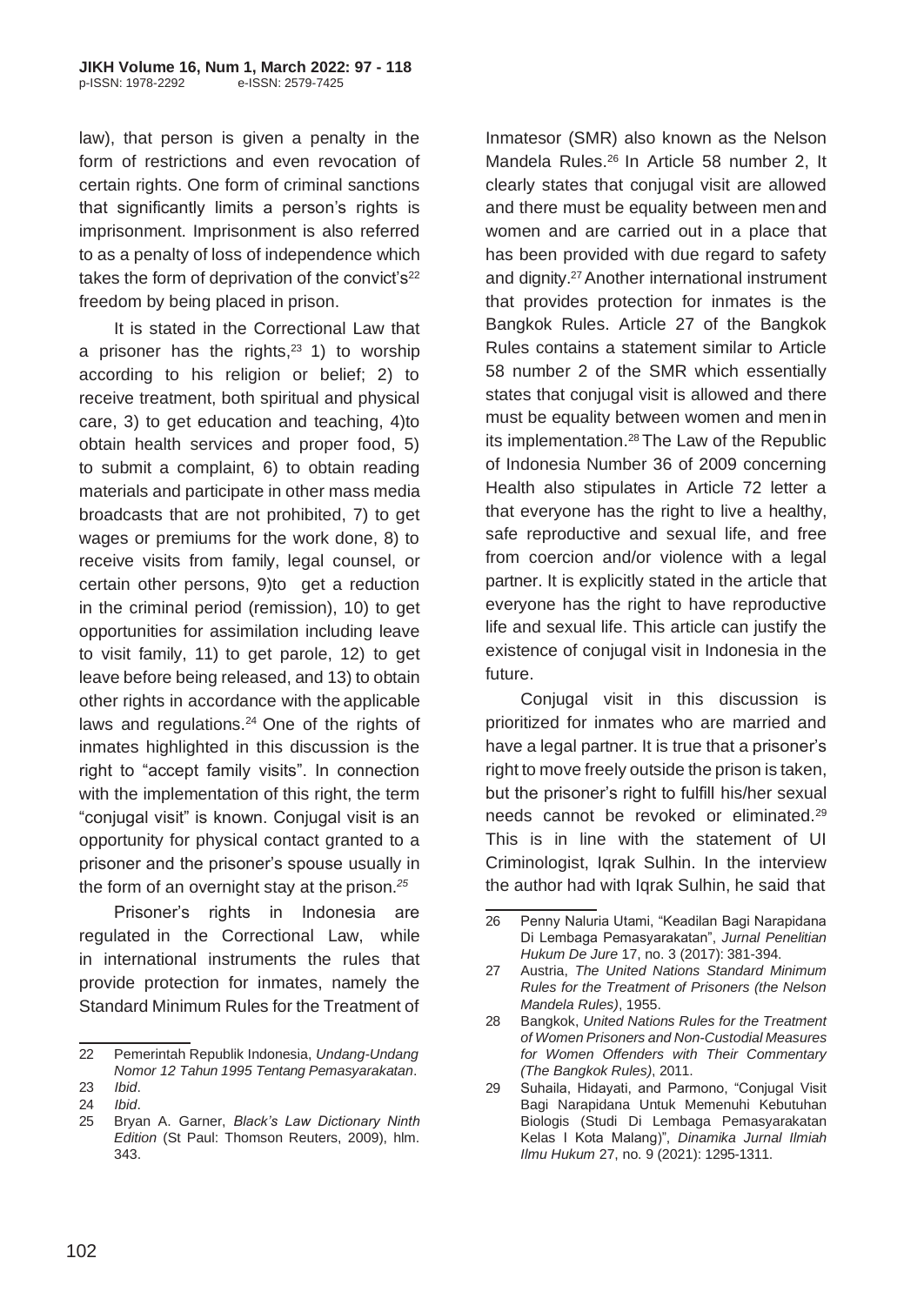law), that person is given a penalty in the form of restrictions and even revocation of certain rights. One form of criminal sanctions that significantly limits a person's rights is imprisonment. Imprisonment is also referred to as a penalty of loss of independence which takes the form of deprivation of the convict's[22] freedom by being placed in prison.

It is stated in the Correctional Law that a prisoner has the rights,[23] 1) to worship according to his religion or belief; 2) to receive treatment, both spiritual and physical care, 3) to get education and teaching, 4)to obtain health services and proper food, 5) to submit a complaint, 6) to obtain reading materials and participate in other mass media broadcasts that are not prohibited, 7) to get wages or premiums for the work done, 8) to receive visits from family, legal counsel, or certain other persons, 9)to get a reduction in the criminal period (remission), 10) to get opportunities for assimilation including leave to visit family, 11) to get parole, 12) to get leave before being released, and 13) to obtain other rights in accordance with the applicable laws and regulations.[24] One of the rights of inmates highlighted in this discussion is the right to "accept family visits". In connection with the implementation of this right, the term "conjugal visit" is known. Conjugal visit is an opportunity for physical contact granted to a prisoner and the prisoner's spouse usually in the form of an overnight stay at the prison.[25]

Prisoner's rights in Indonesia are regulated in the Correctional Law, while in international instruments the rules that provide protection for inmates, namely the Standard Minimum Rules for the Treatment of Inmatesor (SMR) also known as the Nelson Mandela Rules.[26] In Article 58 number 2, It clearly states that conjugal visit are allowed and there must be equality between men and women and are carried out in a place that has been provided with due regard to safety and dignity.[27] Another international instrument that provides protection for inmates is the Bangkok Rules. Article 27 of the Bangkok Rules contains a statement similar to Article 58 number 2 of the SMR which essentially states that conjugal visit is allowed and there must be equality between women and men in its implementation.[28] The Law of the Republic of Indonesia Number 36 of 2009 concerning Health also stipulates in Article 72 letter a that everyone has the right to live a healthy, safe reproductive and sexual life, and free from coercion and/or violence with a legal partner. It is explicitly stated in the article that everyone has the right to have reproductive life and sexual life. This article can justify the existence of conjugal visit in Indonesia in the future.

Conjugal visit in this discussion is prioritized for inmates who are married and have a legal partner. It is true that a prisoner's right to move freely outside the prison is taken, but the prisoner's right to fulfill his/her sexual needs cannot be revoked or eliminated.[29] This is in line with the statement of UI Criminologist, Iqrak Sulhin. In the interview the author had with Iqrak Sulhin, he said that

---

22 Pemerintah Republik Indonesia, *Undang-Undang Nomor 12 Tahun 1995 Tentang Pemasyarakatan*.

23 *Ibid*.

24 *Ibid*.

25 Bryan A. Garner, *Black's Law Dictionary Ninth Edition* (St Paul: Thomson Reuters, 2009), hlm. 343.

26 Penny Naluria Utami, "Keadilan Bagi Narapidana Di Lembaga Pemasyarakatan", *Jurnal Penelitian Hukum De Jure* 17, no. 3 (2017): 381-394.

27 Austria, *The United Nations Standard Minimum Rules for the Treatment of Prisoners (the Nelson Mandela Rules)*, 1955.

28 Bangkok, *United Nations Rules for the Treatment of Women Prisoners and Non-Custodial Measures for Women Offenders with Their Commentary (The Bangkok Rules)*, 2011.

29 Suhaila, Hidayati, and Parmono, "Conjugal Visit Bagi Narapidana Untuk Memenuhi Kebutuhan Biologis (Studi Di Lembaga Pemasyarakatan Kelas I Kota Malang)", *Dinamika Jurnal Ilmiah Ilmu Hukum* 27, no. 9 (2021): 1295-1311.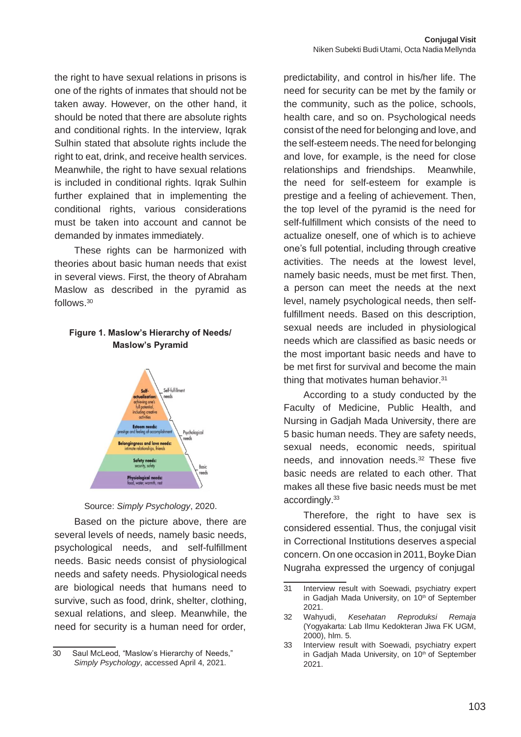the right to have sexual relations in prisons is one of the rights of inmates that should not be taken away. However, on the other hand, it should be noted that there are absolute rights and conditional rights. In the interview, Iqrak Sulhin stated that absolute rights include the right to eat, drink, and receive health services. Meanwhile, the right to have sexual relations is included in conditional rights. Iqrak Sulhin further explained that in implementing the conditional rights, various considerations must be taken into account and cannot be demanded by inmates immediately.

These rights can be harmonized with theories about basic human needs that exist in several views. First, the theory of Abraham Maslow as described in the pyramid as follows.[30]

**Figure 1. Maslow's Hierarchy of Needs/ Maslow's Pyramid**

Source: *Simply Psychology*, 2020.

Based on the picture above, there are several levels of needs, namely basic needs, psychological needs, and self-fulfillment needs. Basic needs consist of physiological needs and safety needs. Physiological needs are biological needs that humans need to survive, such as food, drink, shelter, clothing, sexual relations, and sleep. Meanwhile, the need for security is a human need for order, predictability, and control in his/her life. The need for security can be met by the family or the community, such as the police, schools, health care, and so on. Psychological needs consist of the need for belonging and love, and the self-esteem needs. The need for belonging and love, for example, is the need for close relationships and friendships. Meanwhile, the need for self-esteem for example is prestige and a feeling of achievement. Then, the top level of the pyramid is the need for self-fulfillment which consists of the need to actualize oneself, one of which is to achieve one's full potential, including through creative activities. The needs at the lowest level, namely basic needs, must be met first. Then, a person can meet the needs at the next level, namely psychological needs, then self-fulfillment needs. Based on this description, sexual needs are included in physiological needs which are classified as basic needs or the most important basic needs and have to be met first for survival and become the main thing that motivates human behavior.[31]

According to a study conducted by the Faculty of Medicine, Public Health, and Nursing in Gadjah Mada University, there are 5 basic human needs. They are safety needs, sexual needs, economic needs, spiritual needs, and innovation needs.[32] These five basic needs are related to each other. That makes all these five basic needs must be met accordingly.[33]

Therefore, the right to have sex is considered essential. Thus, the conjugal visit in Correctional Institutions deserves a special concern. On one occasion in 2011, Boyke Dian Nugraha expressed the urgency of conjugal

---

30 Saul McLeod, "Maslow's Hierarchy of Needs," *Simply Psychology*, accessed April 4, 2021.

31 Interview result with Soewadi, psychiatry expert in Gadjah Mada University, on 10th of September 2021.

32 Wahyudi, *Kesehatan Reproduksi Remaja* (Yogyakarta: Lab Ilmu Kedokteran Jiwa FK UGM, 2000), hlm. 5.

33 Interview result with Soewadi, psychiatry expert in Gadjah Mada University, on 10th of September 2021.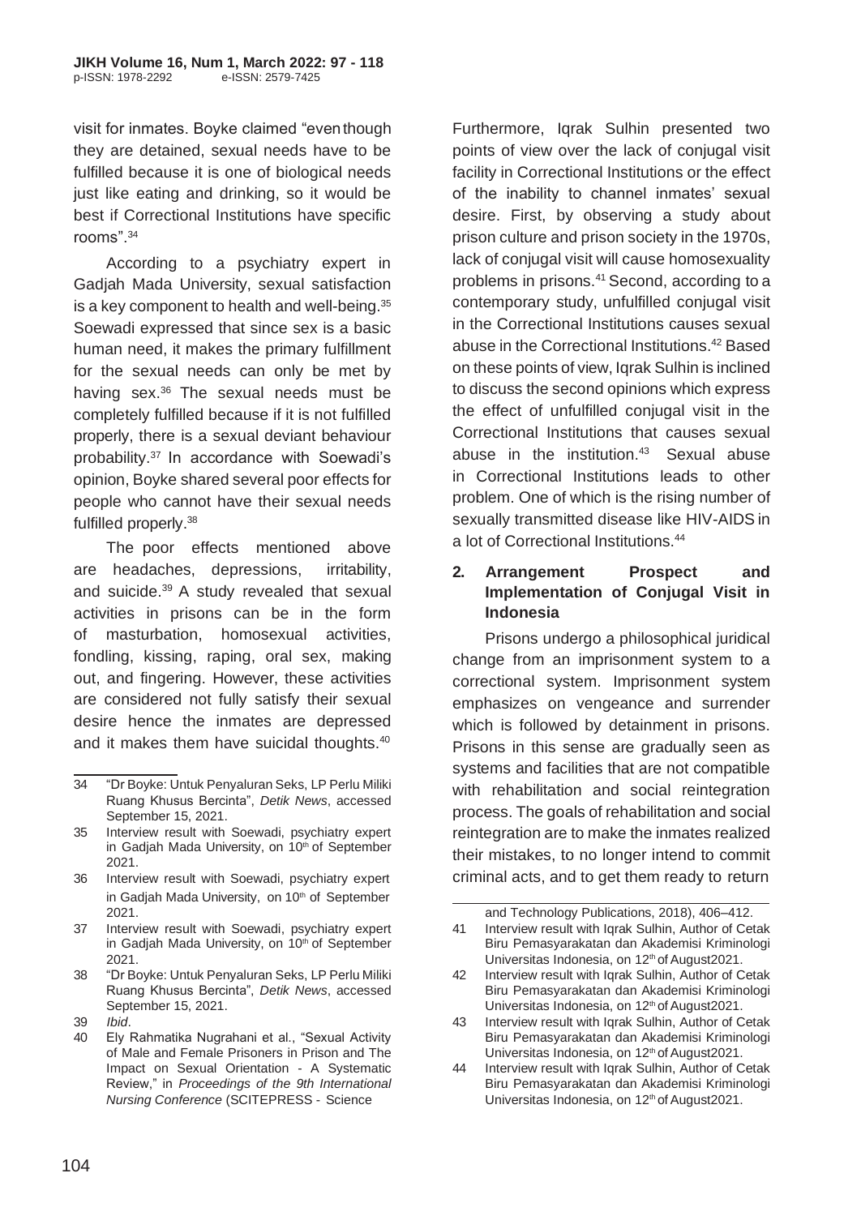visit for inmates. Boyke claimed "even though they are detained, sexual needs have to be fulfilled because it is one of biological needs just like eating and drinking, so it would be best if Correctional Institutions have specific rooms".[34]

According to a psychiatry expert in Gadjah Mada University, sexual satisfaction is a key component to health and well-being.[35] Soewadi expressed that since sex is a basic human need, it makes the primary fulfillment for the sexual needs can only be met by having sex.[36] The sexual needs must be completely fulfilled because if it is not fulfilled properly, there is a sexual deviant behaviour probability.[37] In accordance with Soewadi's opinion, Boyke shared several poor effects for people who cannot have their sexual needs fulfilled properly.[38]

The poor effects mentioned above are headaches, depressions, irritability, and suicide.[39] A study revealed that sexual activities in prisons can be in the form of masturbation, homosexual activities, fondling, kissing, raping, oral sex, making out, and fingering. However, these activities are considered not fully satisfy their sexual desire hence the inmates are depressed and it makes them have suicidal thoughts.[40]

Furthermore, Iqrak Sulhin presented two points of view over the lack of conjugal visit facility in Correctional Institutions or the effect of the inability to channel inmates' sexual desire. First, by observing a study about prison culture and prison society in the 1970s, lack of conjugal visit will cause homosexuality problems in prisons.[41] Second, according to a contemporary study, unfulfilled conjugal visit in the Correctional Institutions causes sexual abuse in the Correctional Institutions.[42] Based on these points of view, Iqrak Sulhin is inclined to discuss the second opinions which express the effect of unfulfilled conjugal visit in the Correctional Institutions that causes sexual abuse in the institution.[43] Sexual abuse in Correctional Institutions leads to other problem. One of which is the rising number of sexually transmitted disease like HIV-AIDS in a lot of Correctional Institutions.[44]

### 2. Arrangement Prospect and Implementation of Conjugal Visit in Indonesia

Prisons undergo a philosophical juridical change from an imprisonment system to a correctional system. Imprisonment system emphasizes on vengeance and surrender which is followed by detainment in prisons. Prisons in this sense are gradually seen as systems and facilities that are not compatible with rehabilitation and social reintegration process. The goals of rehabilitation and social reintegration are to make the inmates realized their mistakes, to no longer intend to commit criminal acts, and to get them ready to return

---

34 "Dr Boyke: Untuk Penyaluran Seks, LP Perlu Miliki Ruang Khusus Bercinta", *Detik News*, accessed September 15, 2021.

35 Interview result with Soewadi, psychiatry expert in Gadjah Mada University, on 10th of September 2021.

36 Interview result with Soewadi, psychiatry expert in Gadjah Mada University, on 10th of September 2021.

37 Interview result with Soewadi, psychiatry expert in Gadjah Mada University, on 10th of September 2021.

38 "Dr Boyke: Untuk Penyaluran Seks, LP Perlu Miliki Ruang Khusus Bercinta", *Detik News*, accessed September 15, 2021.

39 *Ibid*.

40 Ely Rahmatika Nugrahani et al., "Sexual Activity of Male and Female Prisoners in Prison and The Impact on Sexual Orientation - A Systematic Review," in *Proceedings of the 9th International Nursing Conference* (SCITEPRESS - Science and Technology Publications, 2018), 406–412.

41 Interview result with Iqrak Sulhin, Author of Cetak Biru Pemasyarakatan dan Akademisi Kriminologi Universitas Indonesia, on 12th of August2021.

42 Interview result with Iqrak Sulhin, Author of Cetak Biru Pemasyarakatan dan Akademisi Kriminologi Universitas Indonesia, on 12th of August2021.

43 Interview result with Iqrak Sulhin, Author of Cetak Biru Pemasyarakatan dan Akademisi Kriminologi Universitas Indonesia, on 12th of August2021.

44 Interview result with Iqrak Sulhin, Author of Cetak Biru Pemasyarakatan dan Akademisi Kriminologi Universitas Indonesia, on 12th of August2021.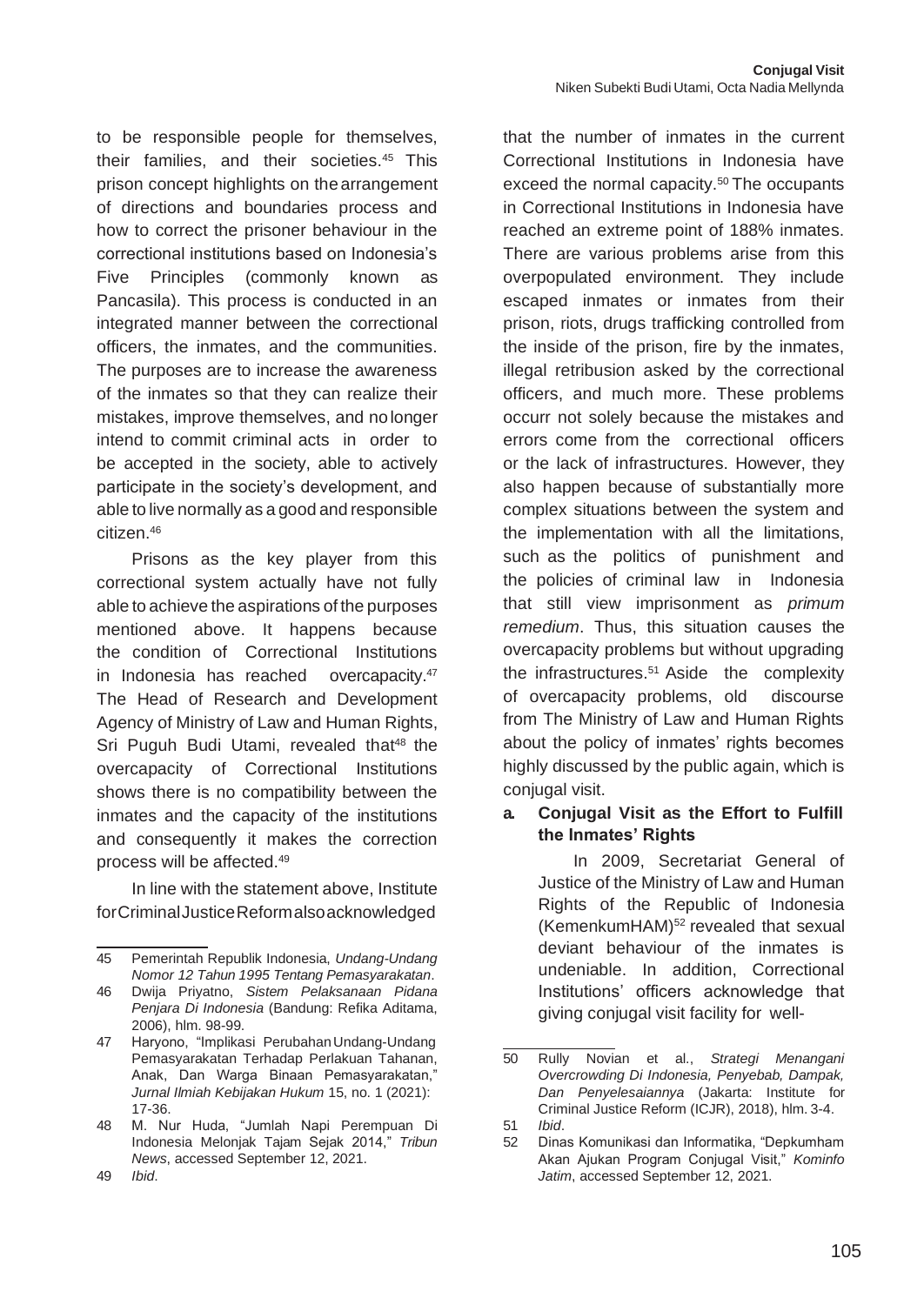to be responsible people for themselves, their families, and their societies.[45] This prison concept highlights on the arrangement of directions and boundaries process and how to correct the prisoner behaviour in the correctional institutions based on Indonesia's Five Principles (commonly known as Pancasila). This process is conducted in an integrated manner between the correctional officers, the inmates, and the communities. The purposes are to increase the awareness of the inmates so that they can realize their mistakes, improve themselves, and no longer intend to commit criminal acts in order to be accepted in the society, able to actively participate in the society's development, and able to live normally as a good and responsible citizen.[46]

Prisons as the key player from this correctional system actually have not fully able to achieve the aspirations of the purposes mentioned above. It happens because the condition of Correctional Institutions in Indonesia has reached overcapacity.[47] The Head of Research and Development Agency of Ministry of Law and Human Rights, Sri Puguh Budi Utami, revealed that[48] the overcapacity of Correctional Institutions shows there is no compatibility between the inmates and the capacity of the institutions and consequently it makes the correction process will be affected.[49]

In line with the statement above, Institute for Criminal Justice Reform also acknowledged that the number of inmates in the current Correctional Institutions in Indonesia have exceed the normal capacity.[50] The occupants in Correctional Institutions in Indonesia have reached an extreme point of 188% inmates. There are various problems arise from this overpopulated environment. They include escaped inmates or inmates from their prison, riots, drugs trafficking controlled from the inside of the prison, fire by the inmates, illegal retribusion asked by the correctional officers, and much more. These problems occurr not solely because the mistakes and errors come from the correctional officers or the lack of infrastructures. However, they also happen because of substantially more complex situations between the system and the implementation with all the limitations, such as the politics of punishment and the policies of criminal law in Indonesia that still view imprisonment as *primum remedium*. Thus, this situation causes the overcapacity problems but without upgrading the infrastructures.[51] Aside the complexity of overcapacity problems, old discourse from The Ministry of Law and Human Rights about the policy of inmates' rights becomes highly discussed by the public again, which is conjugal visit.

### a. Conjugal Visit as the Effort to Fulfill the Inmates' Rights

In 2009, Secretariat General of Justice of the Ministry of Law and Human Rights of the Republic of Indonesia (KemenkumHAM)[52] revealed that sexual deviant behaviour of the inmates is undeniable. In addition, Correctional Institutions' officers acknowledge that giving conjugal visit facility for well-

---

45 Pemerintah Republik Indonesia, *Undang-Undang Nomor 12 Tahun 1995 Tentang Pemasyarakatan*.

46 Dwija Priyatno, *Sistem Pelaksanaan Pidana Penjara Di Indonesia* (Bandung: Refika Aditama, 2006), hlm. 98-99.

47 Haryono, "Implikasi Perubahan Undang-Undang Pemasyarakatan Terhadap Perlakuan Tahanan, Anak, Dan Warga Binaan Pemasyarakatan," *Jurnal Ilmiah Kebijakan Hukum* 15, no. 1 (2021): 17-36.

48 M. Nur Huda, "Jumlah Napi Perempuan Di Indonesia Melonjak Tajam Sejak 2014," *Tribun News*, accessed September 12, 2021.

49 *Ibid*.

50 Rully Novian et al., *Strategi Menangani Overcrowding Di Indonesia, Penyebab, Dampak, Dan Penyelesaiannya* (Jakarta: Institute for Criminal Justice Reform (ICJR), 2018), hlm. 3-4.

51 *Ibid*.

52 Dinas Komunikasi dan Informatika, "Depkumham Akan Ajukan Program Conjugal Visit," *Kominfo Jatim*, accessed September 12, 2021.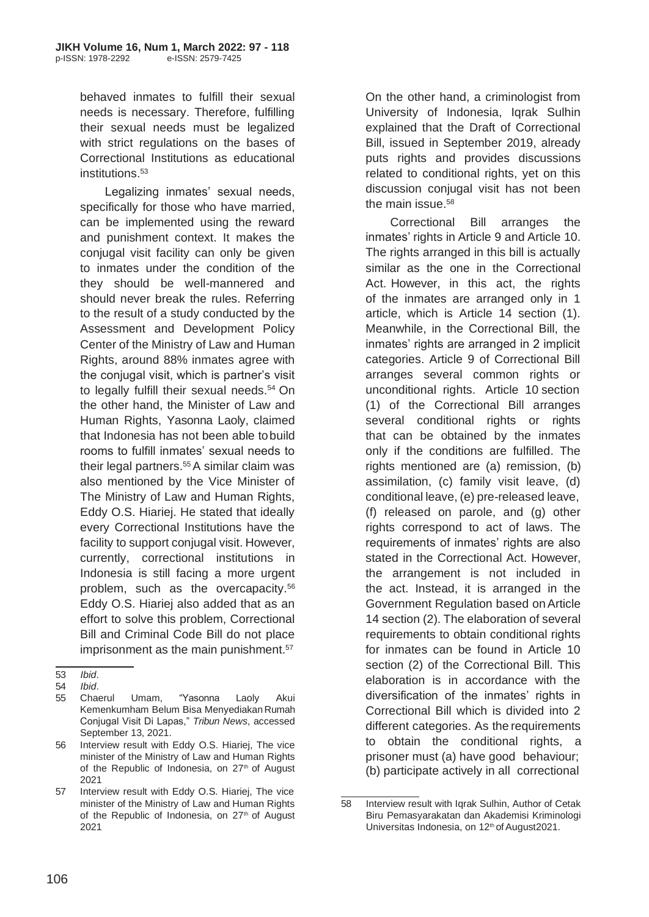behaved inmates to fulfill their sexual needs is necessary. Therefore, fulfilling their sexual needs must be legalized with strict regulations on the bases of Correctional Institutions as educational institutions.[53]

Legalizing inmates' sexual needs, specifically for those who have married, can be implemented using the reward and punishment context. It makes the conjugal visit facility can only be given to inmates under the condition of the they should be well-mannered and should never break the rules. Referring to the result of a study conducted by the Assessment and Development Policy Center of the Ministry of Law and Human Rights, around 88% inmates agree with the conjugal visit, which is partner's visit to legally fulfill their sexual needs.[54] On the other hand, the Minister of Law and Human Rights, Yasonna Laoly, claimed that Indonesia has not been able to build rooms to fulfill inmates' sexual needs to their legal partners.[55] A similar claim was also mentioned by the Vice Minister of The Ministry of Law and Human Rights, Eddy O.S. Hiariej. He stated that ideally every Correctional Institutions have the facility to support conjugal visit. However, currently, correctional institutions in Indonesia is still facing a more urgent problem, such as the overcapacity.[56] Eddy O.S. Hiariej also added that as an effort to solve this problem, Correctional Bill and Criminal Code Bill do not place imprisonment as the main punishment.[57]

On the other hand, a criminologist from University of Indonesia, Iqrak Sulhin explained that the Draft of Correctional Bill, issued in September 2019, already puts rights and provides discussions related to conditional rights, yet on this discussion conjugal visit has not been the main issue.[58]

Correctional Bill arranges the inmates' rights in Article 9 and Article 10. The rights arranged in this bill is actually similar as the one in the Correctional Act. However, in this act, the rights of the inmates are arranged only in 1 article, which is Article 14 section (1). Meanwhile, in the Correctional Bill, the inmates' rights are arranged in 2 implicit categories. Article 9 of Correctional Bill arranges several common rights or unconditional rights. Article 10 section (1) of the Correctional Bill arranges several conditional rights or rights that can be obtained by the inmates only if the conditions are fulfilled. The rights mentioned are (a) remission, (b) assimilation, (c) family visit leave, (d) conditional leave, (e) pre-released leave, (f) released on parole, and (g) other rights correspond to act of laws. The requirements of inmates' rights are also stated in the Correctional Act. However, the arrangement is not included in the act. Instead, it is arranged in the Government Regulation based on Article 14 section (2). The elaboration of several requirements to obtain conditional rights for inmates can be found in Article 10 section (2) of the Correctional Bill. This elaboration is in accordance with the diversification of the inmates' rights in Correctional Bill which is divided into 2 different categories. As the requirements to obtain the conditional rights, a prisoner must (a) have good behaviour; (b) participate actively in all correctional

---

53 *Ibid*.

54 *Ibid*.

55 Chaerul Umam, "Yasonna Laoly Akui Kemenkumham Belum Bisa Menyediakan Rumah Conjugal Visit Di Lapas," *Tribun News*, accessed September 13, 2021.

56 Interview result with Eddy O.S. Hiariej, The vice minister of the Ministry of Law and Human Rights of the Republic of Indonesia, on 27th of August 2021

57 Interview result with Eddy O.S. Hiariej, The vice minister of the Ministry of Law and Human Rights of the Republic of Indonesia, on 27th of August 2021

58 Interview result with Iqrak Sulhin, Author of Cetak Biru Pemasyarakatan dan Akademisi Kriminologi Universitas Indonesia, on 12th of August2021.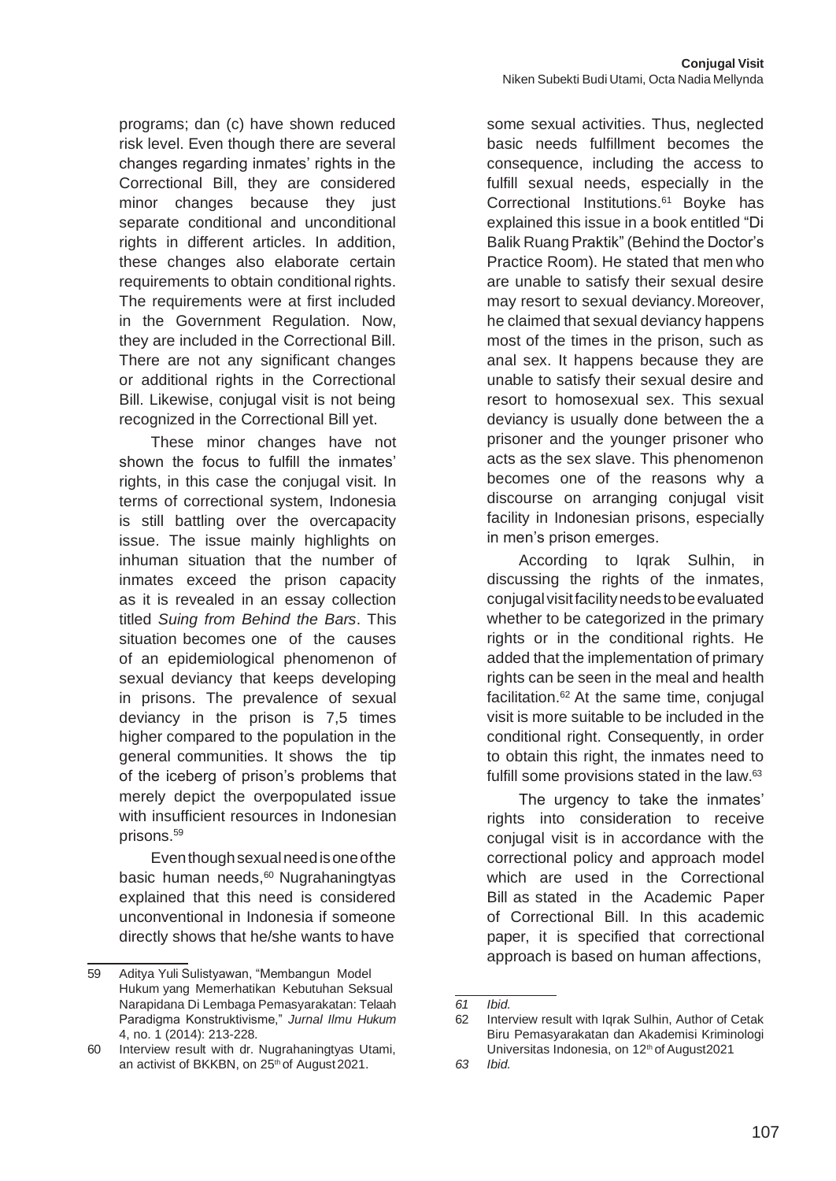programs; dan (c) have shown reduced risk level. Even though there are several changes regarding inmates' rights in the Correctional Bill, they are considered minor changes because they just separate conditional and unconditional rights in different articles. In addition, these changes also elaborate certain requirements to obtain conditional rights. The requirements were at first included in the Government Regulation. Now, they are included in the Correctional Bill. There are not any significant changes or additional rights in the Correctional Bill. Likewise, conjugal visit is not being recognized in the Correctional Bill yet.

These minor changes have not shown the focus to fulfill the inmates' rights, in this case the conjugal visit. In terms of correctional system, Indonesia is still battling over the overcapacity issue. The issue mainly highlights on inhuman situation that the number of inmates exceed the prison capacity as it is revealed in an essay collection titled *Suing from Behind the Bars*. This situation becomes one of the causes of an epidemiological phenomenon of sexual deviancy that keeps developing in prisons. The prevalence of sexual deviancy in the prison is 7,5 times higher compared to the population in the general communities. It shows the tip of the iceberg of prison's problems that merely depict the overpopulated issue with insufficient resources in Indonesian prisons.[59]

Even though sexual need is one of the basic human needs,[60] Nugrahaningtyas explained that this need is considered unconventional in Indonesia if someone directly shows that he/she wants to have some sexual activities. Thus, neglected basic needs fulfillment becomes the consequence, including the access to fulfill sexual needs, especially in the Correctional Institutions.[61] Boyke has explained this issue in a book entitled "Di Balik Ruang Praktik" (Behind the Doctor's Practice Room). He stated that men who are unable to satisfy their sexual desire may resort to sexual deviancy. Moreover, he claimed that sexual deviancy happens most of the times in the prison, such as anal sex. It happens because they are unable to satisfy their sexual desire and resort to homosexual sex. This sexual deviancy is usually done between the a prisoner and the younger prisoner who acts as the sex slave. This phenomenon becomes one of the reasons why a discourse on arranging conjugal visit facility in Indonesian prisons, especially in men's prison emerges.

According to Iqrak Sulhin, in discussing the rights of the inmates, conjugal visit facility needs to be evaluated whether to be categorized in the primary rights or in the conditional rights. He added that the implementation of primary rights can be seen in the meal and health facilitation.[62] At the same time, conjugal visit is more suitable to be included in the conditional right. Consequently, in order to obtain this right, the inmates need to fulfill some provisions stated in the law.[63]

The urgency to take the inmates' rights into consideration to receive conjugal visit is in accordance with the correctional policy and approach model which are used in the Correctional Bill as stated in the Academic Paper of Correctional Bill. In this academic paper, it is specified that correctional approach is based on human affections,

---

59 Aditya Yuli Sulistyawan, "Membangun Model Hukum yang Memerhatikan Kebutuhan Seksual Narapidana Di Lembaga Pemasyarakatan: Telaah Paradigma Konstruktivisme," *Jurnal Ilmu Hukum* 4, no. 1 (2014): 213-228.

60 Interview result with dr. Nugrahaningtyas Utami, an activist of BKKBN, on 25th of August 2021.

61 *Ibid.*

62 Interview result with Iqrak Sulhin, Author of Cetak Biru Pemasyarakatan dan Akademisi Kriminologi Universitas Indonesia, on 12th of August 2021

63 *Ibid.*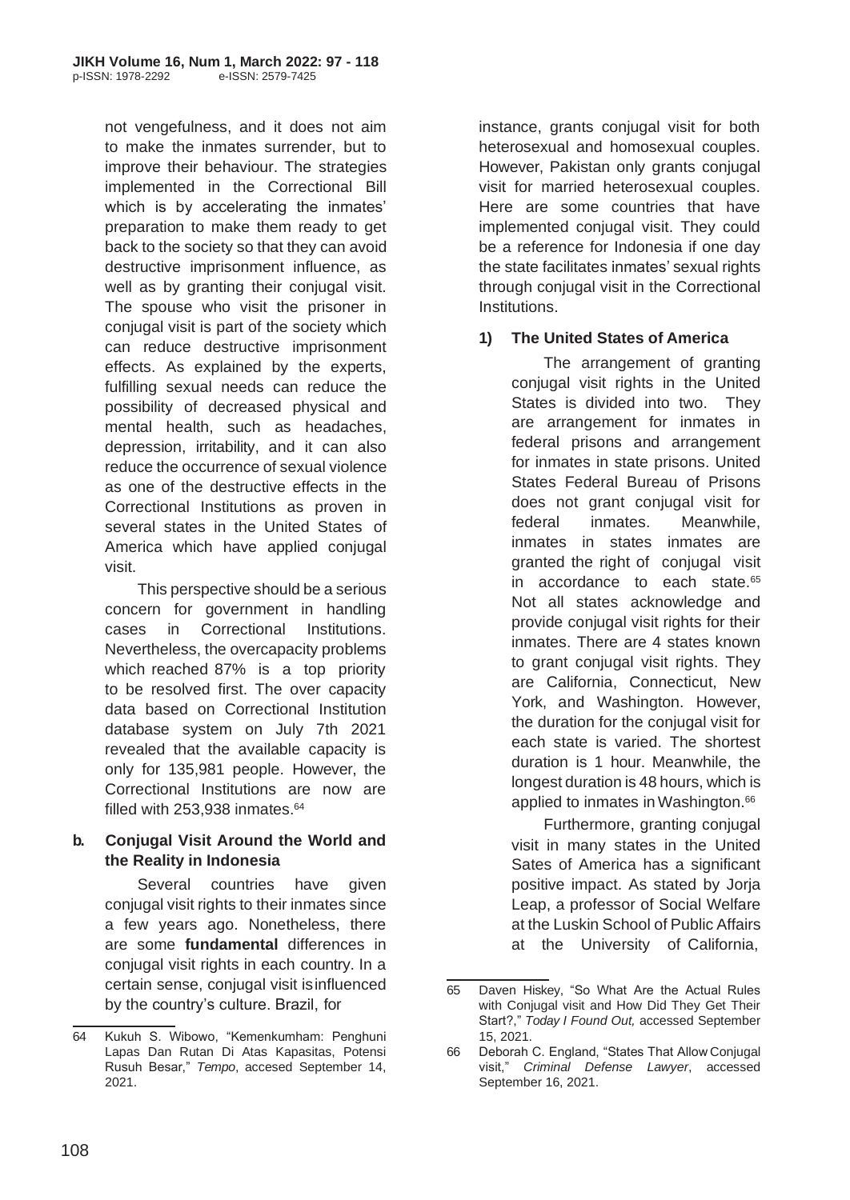not vengefulness, and it does not aim to make the inmates surrender, but to improve their behaviour. The strategies implemented in the Correctional Bill which is by accelerating the inmates' preparation to make them ready to get back to the society so that they can avoid destructive imprisonment influence, as well as by granting their conjugal visit. The spouse who visit the prisoner in conjugal visit is part of the society which can reduce destructive imprisonment effects. As explained by the experts, fulfilling sexual needs can reduce the possibility of decreased physical and mental health, such as headaches, depression, irritability, and it can also reduce the occurrence of sexual violence as one of the destructive effects in the Correctional Institutions as proven in several states in the United States of America which have applied conjugal visit.

This perspective should be a serious concern for government in handling cases in Correctional Institutions. Nevertheless, the overcapacity problems which reached 87% is a top priority to be resolved first. The over capacity data based on Correctional Institution database system on July 7th 2021 revealed that the available capacity is only for 135,981 people. However, the Correctional Institutions are now are filled with 253,938 inmates.[64]

### b. Conjugal Visit Around the World and the Reality in Indonesia

Several countries have given conjugal visit rights to their inmates since a few years ago. Nonetheless, there are some **fundamental** differences in conjugal visit rights in each country. In a certain sense, conjugal visit is influenced by the country's culture. Brazil, for instance, grants conjugal visit for both heterosexual and homosexual couples. However, Pakistan only grants conjugal visit for married heterosexual couples. Here are some countries that have implemented conjugal visit. They could be a reference for Indonesia if one day the state facilitates inmates' sexual rights through conjugal visit in the Correctional Institutions.

#### 1) The United States of America

The arrangement of granting conjugal visit rights in the United States is divided into two. They are arrangement for inmates in federal prisons and arrangement for inmates in state prisons. United States Federal Bureau of Prisons does not grant conjugal visit for federal inmates. Meanwhile, inmates in states inmates are granted the right of conjugal visit in accordance to each state.[65] Not all states acknowledge and provide conjugal visit rights for their inmates. There are 4 states known to grant conjugal visit rights. They are California, Connecticut, New York, and Washington. However, the duration for the conjugal visit for each state is varied. The shortest duration is 1 hour. Meanwhile, the longest duration is 48 hours, which is applied to inmates in Washington.[66]

Furthermore, granting conjugal visit in many states in the United Sates of America has a significant positive impact. As stated by Jorja Leap, a professor of Social Welfare at the Luskin School of Public Affairs at the University of California,

---

64 Kukuh S. Wibowo, "Kemenkumham: Penghuni Lapas Dan Rutan Di Atas Kapasitas, Potensi Rusuh Besar," *Tempo*, accesed September 14, 2021.

65 Daven Hiskey, "So What Are the Actual Rules with Conjugal visit and How Did They Get Their Start?," *Today I Found Out,* accessed September 15, 2021.

66 Deborah C. England, "States That Allow Conjugal visit," *Criminal Defense Lawyer*, accessed September 16, 2021.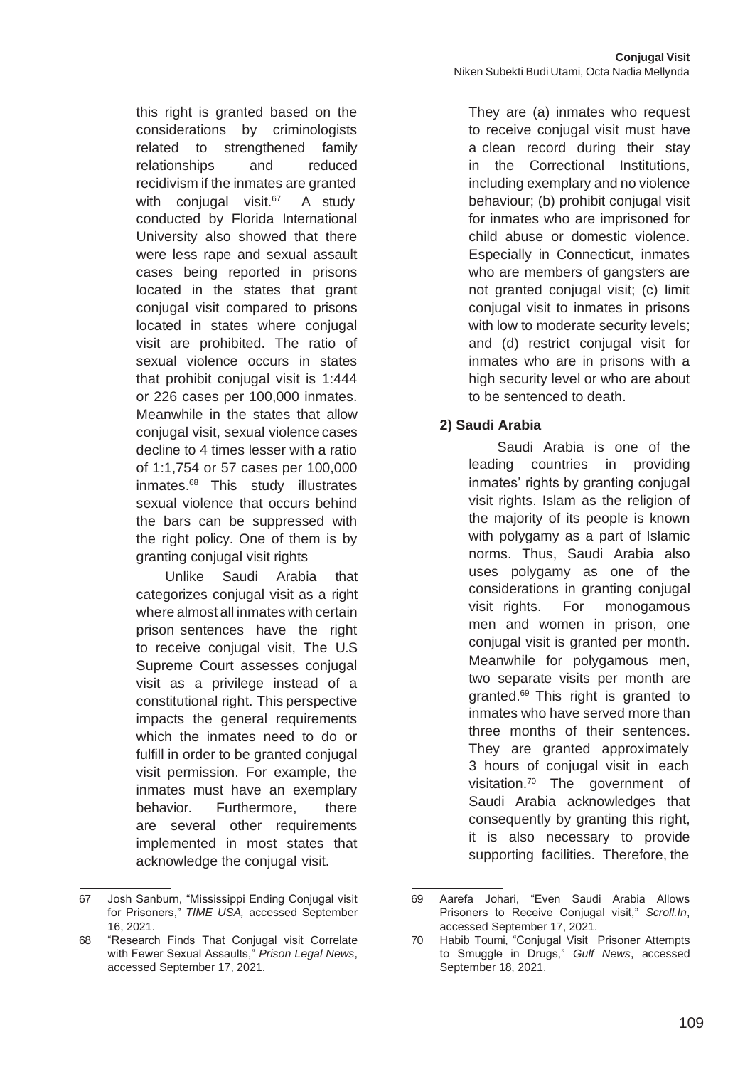this right is granted based on the considerations by criminologists related to strengthened family relationships and reduced recidivism if the inmates are granted with conjugal visit.[67] A study conducted by Florida International University also showed that there were less rape and sexual assault cases being reported in prisons located in the states that grant conjugal visit compared to prisons located in states where conjugal visit are prohibited. The ratio of sexual violence occurs in states that prohibit conjugal visit is 1:444 or 226 cases per 100,000 inmates. Meanwhile in the states that allow conjugal visit, sexual violence cases decline to 4 times lesser with a ratio of 1:1,754 or 57 cases per 100,000 inmates.[68] This study illustrates sexual violence that occurs behind the bars can be suppressed with the right policy. One of them is by granting conjugal visit rights

Unlike Saudi Arabia that categorizes conjugal visit as a right where almost all inmates with certain prison sentences have the right to receive conjugal visit, The U.S Supreme Court assesses conjugal visit as a privilege instead of a constitutional right. This perspective impacts the general requirements which the inmates need to do or fulfill in order to be granted conjugal visit permission. For example, the inmates must have an exemplary behavior. Furthermore, there are several other requirements implemented in most states that acknowledge the conjugal visit. They are (a) inmates who request to receive conjugal visit must have a clean record during their stay in the Correctional Institutions, including exemplary and no violence behaviour; (b) prohibit conjugal visit for inmates who are imprisoned for child abuse or domestic violence. Especially in Connecticut, inmates who are members of gangsters are not granted conjugal visit; (c) limit conjugal visit to inmates in prisons with low to moderate security levels; and (d) restrict conjugal visit for inmates who are in prisons with a high security level or who are about to be sentenced to death.

**2) Saudi Arabia**

Saudi Arabia is one of the leading countries in providing inmates' rights by granting conjugal visit rights. Islam as the religion of the majority of its people is known with polygamy as a part of Islamic norms. Thus, Saudi Arabia also uses polygamy as one of the considerations in granting conjugal visit rights. For monogamous men and women in prison, one conjugal visit is granted per month. Meanwhile for polygamous men, two separate visits per month are granted.[69] This right is granted to inmates who have served more than three months of their sentences. They are granted approximately 3 hours of conjugal visit in each visitation.[70] The government of Saudi Arabia acknowledges that consequently by granting this right, it is also necessary to provide supporting facilities. Therefore, the

---

67 Josh Sanburn, "Mississippi Ending Conjugal visit for Prisoners," *TIME USA,* accessed September 16, 2021.

68 "Research Finds That Conjugal visit Correlate with Fewer Sexual Assaults," *Prison Legal News*, accessed September 17, 2021.

69 Aarefa Johari, "Even Saudi Arabia Allows Prisoners to Receive Conjugal visit," *Scroll.In*, accessed September 17, 2021.

70 Habib Toumi, "Conjugal Visit Prisoner Attempts to Smuggle in Drugs," *Gulf News*, accessed September 18, 2021.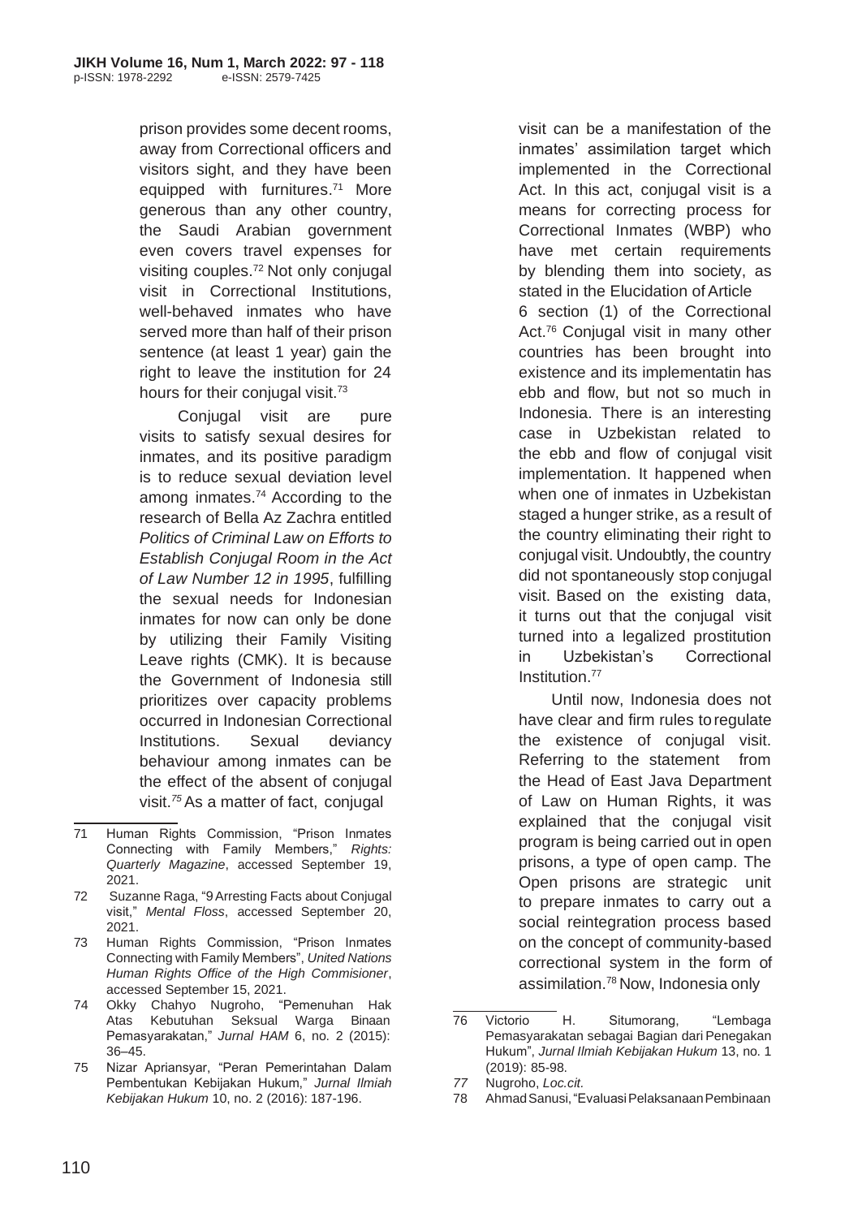prison provides some decent rooms, away from Correctional officers and visitors sight, and they have been equipped with furnitures.[71] More generous than any other country, the Saudi Arabian government even covers travel expenses for visiting couples.[72] Not only conjugal visit in Correctional Institutions, well-behaved inmates who have served more than half of their prison sentence (at least 1 year) gain the right to leave the institution for 24 hours for their conjugal visit.[73]

Conjugal visit are pure visits to satisfy sexual desires for inmates, and its positive paradigm is to reduce sexual deviation level among inmates.[74] According to the research of Bella Az Zachra entitled *Politics of Criminal Law on Efforts to Establish Conjugal Room in the Act of Law Number 12 in 1995*, fulfilling the sexual needs for Indonesian inmates for now can only be done by utilizing their Family Visiting Leave rights (CMK). It is because the Government of Indonesia still prioritizes over capacity problems occurred in Indonesian Correctional Institutions. Sexual deviancy behaviour among inmates can be the effect of the absent of conjugal visit.[75] As a matter of fact, conjugal visit can be a manifestation of the inmates' assimilation target which implemented in the Correctional Act. In this act, conjugal visit is a means for correcting process for Correctional Inmates (WBP) who have met certain requirements by blending them into society, as stated in the Elucidation of Article 6 section (1) of the Correctional Act.[76] Conjugal visit in many other countries has been brought into existence and its implementatin has ebb and flow, but not so much in Indonesia. There is an interesting case in Uzbekistan related to the ebb and flow of conjugal visit implementation. It happened when when one of inmates in Uzbekistan staged a hunger strike, as a result of the country eliminating their right to conjugal visit. Undoubtly, the country did not spontaneously stop conjugal visit. Based on the existing data, it turns out that the conjugal visit turned into a legalized prostitution in Uzbekistan's Correctional Institution.[77]

Until now, Indonesia does not have clear and firm rules to regulate the existence of conjugal visit. Referring to the statement from the Head of East Java Department of Law on Human Rights, it was explained that the conjugal visit program is being carried out in open prisons, a type of open camp. The Open prisons are strategic unit to prepare inmates to carry out a social reintegration process based on the concept of community-based correctional system in the form of assimilation.[78] Now, Indonesia only

---

71 Human Rights Commission, "Prison Inmates Connecting with Family Members," *Rights: Quarterly Magazine*, accessed September 19, 2021.

72 Suzanne Raga, "9 Arresting Facts about Conjugal visit," *Mental Floss*, accessed September 20, 2021.

73 Human Rights Commission, "Prison Inmates Connecting with Family Members", *United Nations Human Rights Office of the High Commisioner*, accessed September 15, 2021.

74 Okky Chahyo Nugroho, "Pemenuhan Hak Atas Kebutuhan Seksual Warga Binaan Pemasyarakatan," *Jurnal HAM* 6, no. 2 (2015): 36–45.

75 Nizar Apriansyar, "Peran Pemerintahan Dalam Pembentukan Kebijakan Hukum," *Jurnal Ilmiah Kebijakan Hukum* 10, no. 2 (2016): 187-196.

76 Victorio H. Situmorang, "Lembaga Pemasyarakatan sebagai Bagian dari Penegakan Hukum", *Jurnal Ilmiah Kebijakan Hukum* 13, no. 1 (2019): 85-98.

77 Nugroho, *Loc.cit.*

78 Ahmad Sanusi, "Evaluasi Pelaksanaan Pembinaan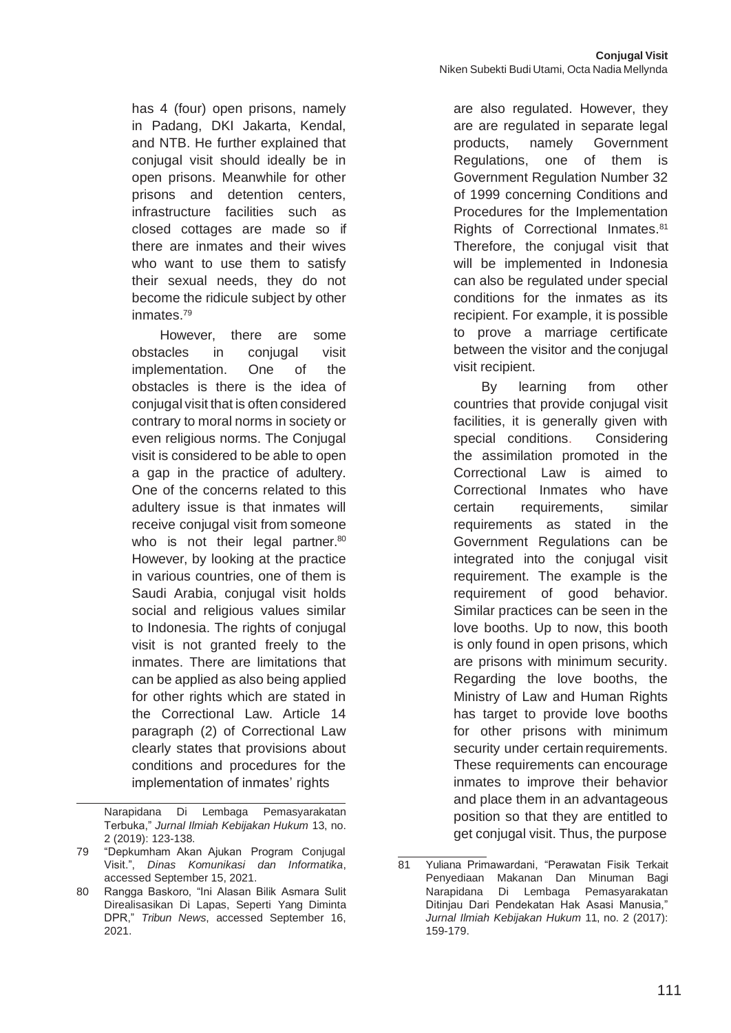has 4 (four) open prisons, namely in Padang, DKI Jakarta, Kendal, and NTB. He further explained that conjugal visit should ideally be in open prisons. Meanwhile for other prisons and detention centers, infrastructure facilities such as closed cottages are made so if there are inmates and their wives who want to use them to satisfy their sexual needs, they do not become the ridicule subject by other inmates.[79]

However, there are some obstacles in conjugal visit implementation. One of the obstacles is there is the idea of conjugal visit that is often considered contrary to moral norms in society or even religious norms. The Conjugal visit is considered to be able to open a gap in the practice of adultery. One of the concerns related to this adultery issue is that inmates will receive conjugal visit from someone who is not their legal partner.[80] However, by looking at the practice in various countries, one of them is Saudi Arabia, conjugal visit holds social and religious values similar to Indonesia. The rights of conjugal visit is not granted freely to the inmates. There are limitations that can be applied as also being applied for other rights which are stated in the Correctional Law. Article 14 paragraph (2) of Correctional Law clearly states that provisions about conditions and procedures for the implementation of inmates' rights are also regulated. However, they are are regulated in separate legal products, namely Government Regulations, one of them is Government Regulation Number 32 of 1999 concerning Conditions and Procedures for the Implementation Rights of Correctional Inmates.[81] Therefore, the conjugal visit that will be implemented in Indonesia can also be regulated under special conditions for the inmates as its recipient. For example, it is possible to prove a marriage certificate between the visitor and the conjugal visit recipient.

By learning from other countries that provide conjugal visit facilities, it is generally given with special conditions. Considering the assimilation promoted in the Correctional Law is aimed to Correctional Inmates who have certain requirements, similar requirements as stated in the Government Regulations can be integrated into the conjugal visit requirement. The example is the requirement of good behavior. Similar practices can be seen in the love booths. Up to now, this booth is only found in open prisons, which are prisons with minimum security. Regarding the love booths, the Ministry of Law and Human Rights has target to provide love booths for other prisons with minimum security under certain requirements. These requirements can encourage inmates to improve their behavior and place them in an advantageous position so that they are entitled to get conjugal visit. Thus, the purpose

---

Narapidana Di Lembaga Pemasyarakatan Terbuka," *Jurnal Ilmiah Kebijakan Hukum* 13, no. 2 (2019): 123-138.

79 "Depkumham Akan Ajukan Program Conjugal Visit.", *Dinas Komunikasi dan Informatika*, accessed September 15, 2021.

80 Rangga Baskoro, "Ini Alasan Bilik Asmara Sulit Direalisasikan Di Lapas, Seperti Yang Diminta DPR," *Tribun News*, accessed September 16, 2021.

81 Yuliana Primawardani, "Perawatan Fisik Terkait Penyediaan Makanan Dan Minuman Bagi Narapidana Di Lembaga Pemasyarakatan Ditinjau Dari Pendekatan Hak Asasi Manusia," *Jurnal Ilmiah Kebijakan Hukum* 11, no. 2 (2017): 159-179.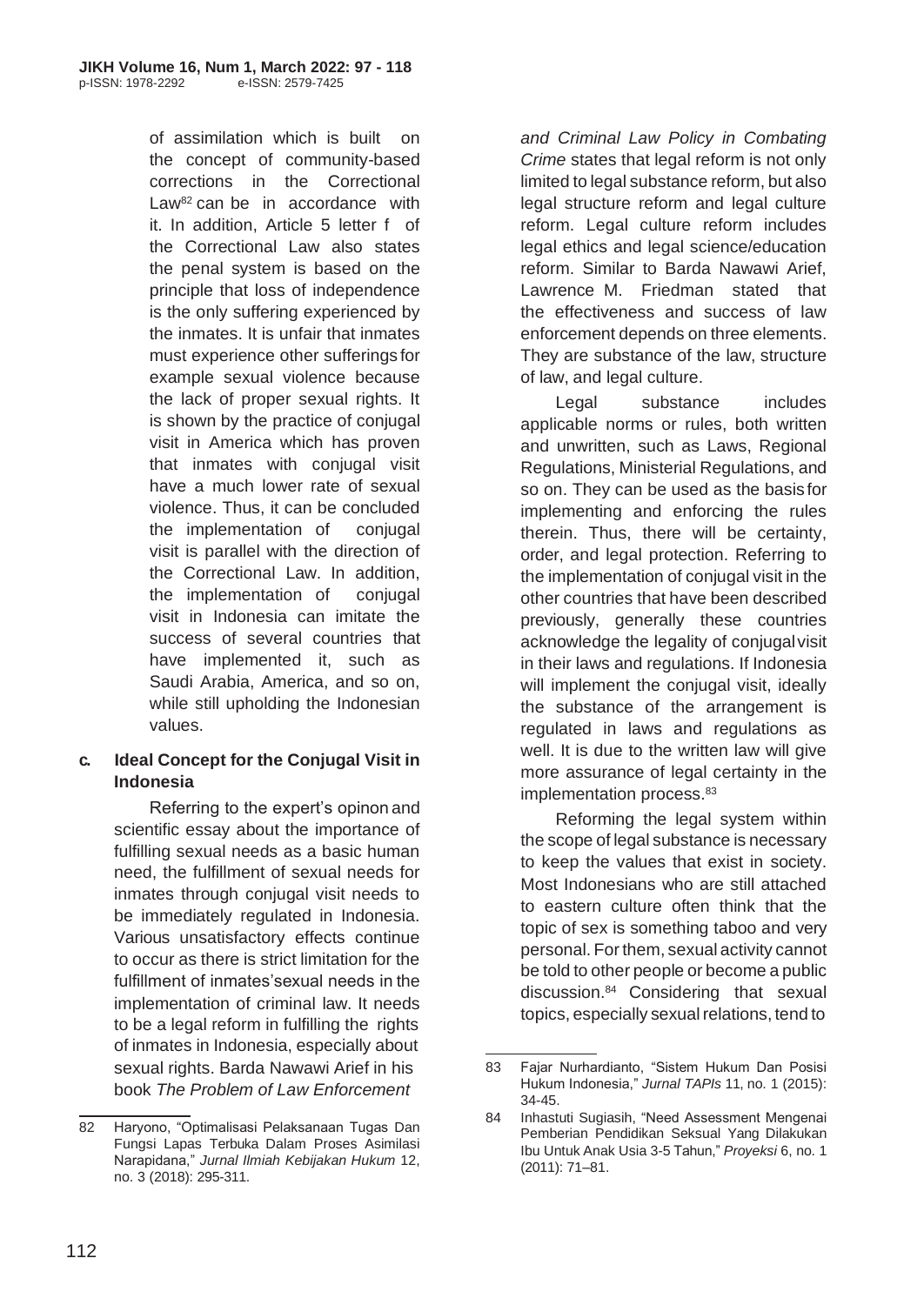of assimilation which is built on the concept of community-based corrections in the Correctional Law[82] can be in accordance with it. In addition, Article 5 letter f of the Correctional Law also states the penal system is based on the principle that loss of independence is the only suffering experienced by the inmates. It is unfair that inmates must experience other sufferings for example sexual violence because the lack of proper sexual rights. It is shown by the practice of conjugal visit in America which has proven that inmates with conjugal visit have a much lower rate of sexual violence. Thus, it can be concluded the implementation of conjugal visit is parallel with the direction of the Correctional Law. In addition, the implementation of conjugal visit in Indonesia can imitate the success of several countries that have implemented it, such as Saudi Arabia, America, and so on, while still upholding the Indonesian values.

### c. Ideal Concept for the Conjugal Visit in Indonesia

Referring to the expert's opinon and scientific essay about the importance of fulfilling sexual needs as a basic human need, the fulfillment of sexual needs for inmates through conjugal visit needs to be immediately regulated in Indonesia. Various unsatisfactory effects continue to occur as there is strict limitation for the fulfillment of inmates'sexual needs in the implementation of criminal law. It needs to be a legal reform in fulfilling the rights of inmates in Indonesia, especially about sexual rights. Barda Nawawi Arief in his book *The Problem of Law Enforcement and Criminal Law Policy in Combating Crime* states that legal reform is not only limited to legal substance reform, but also legal structure reform and legal culture reform. Legal culture reform includes legal ethics and legal science/education reform. Similar to Barda Nawawi Arief, Lawrence M. Friedman stated that the effectiveness and success of law enforcement depends on three elements. They are substance of the law, structure of law, and legal culture.

Legal substance includes applicable norms or rules, both written and unwritten, such as Laws, Regional Regulations, Ministerial Regulations, and so on. They can be used as the basis for implementing and enforcing the rules therein. Thus, there will be certainty, order, and legal protection. Referring to the implementation of conjugal visit in the other countries that have been described previously, generally these countries acknowledge the legality of conjugal visit in their laws and regulations. If Indonesia will implement the conjugal visit, ideally the substance of the arrangement is regulated in laws and regulations as well. It is due to the written law will give more assurance of legal certainty in the implementation process.[83]

Reforming the legal system within the scope of legal substance is necessary to keep the values that exist in society. Most Indonesians who are still attached to eastern culture often think that the topic of sex is something taboo and very personal. For them, sexual activity cannot be told to other people or become a public discussion.[84] Considering that sexual topics, especially sexual relations, tend to

---

82 Haryono, "Optimalisasi Pelaksanaan Tugas Dan Fungsi Lapas Terbuka Dalam Proses Asimilasi Narapidana," *Jurnal Ilmiah Kebijakan Hukum* 12, no. 3 (2018): 295-311.

83 Fajar Nurhardianto, "Sistem Hukum Dan Posisi Hukum Indonesia," *Jurnal TAPIs* 11, no. 1 (2015): 34-45.

84 Inhastuti Sugiasih, "Need Assessment Mengenai Pemberian Pendidikan Seksual Yang Dilakukan Ibu Untuk Anak Usia 3-5 Tahun," *Proyeksi* 6, no. 1 (2011): 71–81.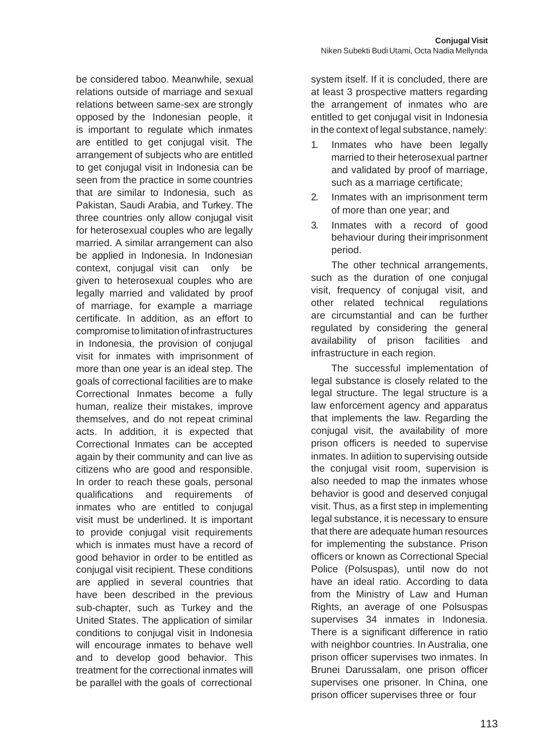be considered taboo. Meanwhile, sexual relations outside of marriage and sexual relations between same-sex are strongly opposed by the Indonesian people, it is important to regulate which inmates are entitled to get conjugal visit. The arrangement of subjects who are entitled to get conjugal visit in Indonesia can be seen from the practice in some countries that are similar to Indonesia, such as Pakistan, Saudi Arabia, and Turkey. The three countries only allow conjugal visit for heterosexual couples who are legally married. A similar arrangement can also be applied in Indonesia. In Indonesian context, conjugal visit can only be given to heterosexual couples who are legally married and validated by proof of marriage, for example a marriage certificate. In addition, as an effort to compromise to limitation of infrastructures in Indonesia, the provision of conjugal visit for inmates with imprisonment of more than one year is an ideal step. The goals of correctional facilities are to make Correctional Inmates become a fully human, realize their mistakes, improve themselves, and do not repeat criminal acts. In addition, it is expected that Correctional Inmates can be accepted again by their community and can live as citizens who are good and responsible. In order to reach these goals, personal qualifications and requirements of inmates who are entitled to conjugal visit must be underlined. It is important to provide conjugal visit requirements which is inmates must have a record of good behavior in order to be entitled as conjugal visit recipient. These conditions are applied in several countries that have been described in the previous sub-chapter, such as Turkey and the United States. The application of similar conditions to conjugal visit in Indonesia will encourage inmates to behave well and to develop good behavior. This treatment for the correctional inmates will be parallel with the goals of correctional system itself. If it is concluded, there are at least 3 prospective matters regarding the arrangement of inmates who are entitled to get conjugal visit in Indonesia in the context of legal substance, namely:

1. Inmates who have been legally married to their heterosexual partner and validated by proof of marriage, such as a marriage certificate;
2. Inmates with an imprisonment term of more than one year; and
3. Inmates with a record of good behaviour during their imprisonment period.

The other technical arrangements, such as the duration of one conjugal visit, frequency of conjugal visit, and other related technical regulations are circumstantial and can be further regulated by considering the general availability of prison facilities and infrastructure in each region.

The successful implementation of legal substance is closely related to the legal structure. The legal structure is a law enforcement agency and apparatus that implements the law. Regarding the conjugal visit, the availability of more prison officers is needed to supervise inmates. In adiition to supervising outside the conjugal visit room, supervision is also needed to map the inmates whose behavior is good and deserved conjugal visit. Thus, as a first step in implementing legal substance, it is necessary to ensure that there are adequate human resources for implementing the substance. Prison officers or known as Correctional Special Police (Polsuspas), until now do not have an ideal ratio. According to data from the Ministry of Law and Human Rights, an average of one Polsuspas supervises 34 inmates in Indonesia. There is a significant difference in ratio with neighbor countries. In Australia, one prison officer supervises two inmates. In Brunei Darussalam, one prison officer supervises one prisoner. In China, one prison officer supervises three or four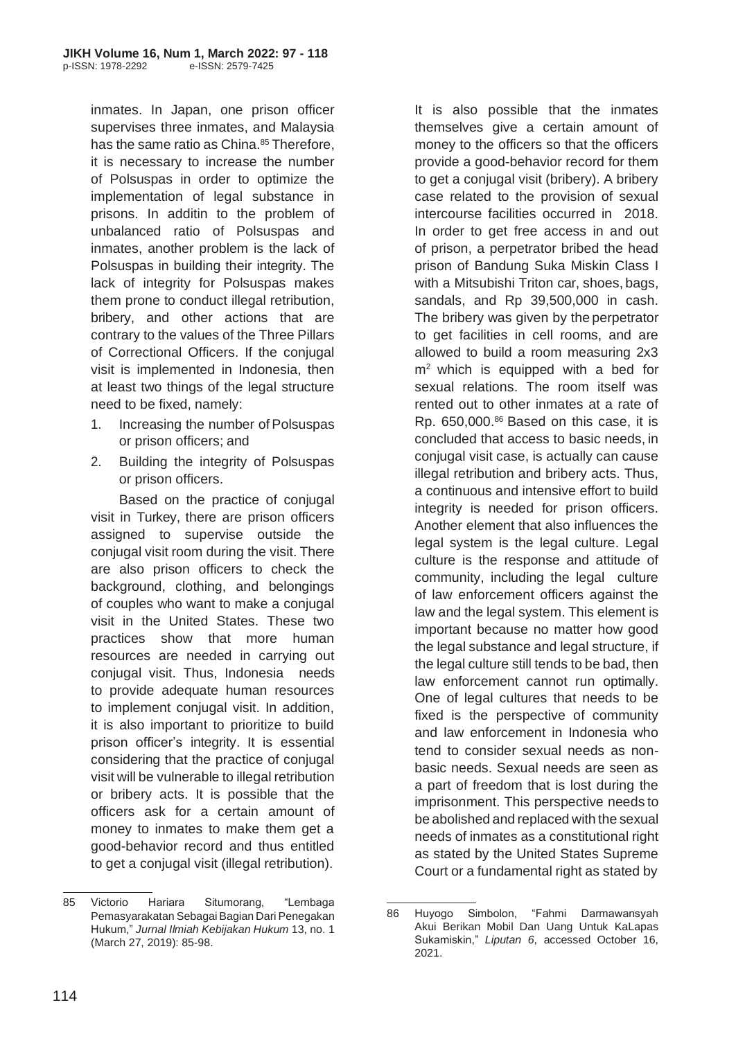inmates. In Japan, one prison officer supervises three inmates, and Malaysia has the same ratio as China.[85] Therefore, it is necessary to increase the number of Polsuspas in order to optimize the implementation of legal substance in prisons. In additin to the problem of unbalanced ratio of Polsuspas and inmates, another problem is the lack of Polsuspas in building their integrity. The lack of integrity for Polsuspas makes them prone to conduct illegal retribution, bribery, and other actions that are contrary to the values of the Three Pillars of Correctional Officers. If the conjugal visit is implemented in Indonesia, then at least two things of the legal structure need to be fixed, namely:

1. Increasing the number of Polsuspas or prison officers; and
2. Building the integrity of Polsuspas or prison officers.

Based on the practice of conjugal visit in Turkey, there are prison officers assigned to supervise outside the conjugal visit room during the visit. There are also prison officers to check the background, clothing, and belongings of couples who want to make a conjugal visit in the United States. These two practices show that more human resources are needed in carrying out conjugal visit. Thus, Indonesia needs to provide adequate human resources to implement conjugal visit. In addition, it is also important to prioritize to build prison officer's integrity. It is essential considering that the practice of conjugal visit will be vulnerable to illegal retribution or bribery acts. It is possible that the officers ask for a certain amount of money to inmates to make them get a good-behavior record and thus entitled to get a conjugal visit (illegal retribution). It is also possible that the inmates themselves give a certain amount of money to the officers so that the officers provide a good-behavior record for them to get a conjugal visit (bribery). A bribery case related to the provision of sexual intercourse facilities occurred in 2018. In order to get free access in and out of prison, a perpetrator bribed the head prison of Bandung Suka Miskin Class I with a Mitsubishi Triton car, shoes, bags, sandals, and Rp 39,500,000 in cash. The bribery was given by the perpetrator to get facilities in cell rooms, and are allowed to build a room measuring 2x3 $m^2$ which is equipped with a bed for sexual relations. The room itself was rented out to other inmates at a rate of Rp. 650,000.[86] Based on this case, it is concluded that access to basic needs, in conjugal visit case, is actually can cause illegal retribution and bribery acts. Thus, a continuous and intensive effort to build integrity is needed for prison officers. Another element that also influences the legal system is the legal culture. Legal culture is the response and attitude of community, including the legal culture of law enforcement officers against the law and the legal system. This element is important because no matter how good the legal substance and legal structure, if the legal culture still tends to be bad, then law enforcement cannot run optimally. One of legal cultures that needs to be fixed is the perspective of community and law enforcement in Indonesia who tend to consider sexual needs as non-basic needs. Sexual needs are seen as a part of freedom that is lost during the imprisonment. This perspective needs to be abolished and replaced with the sexual needs of inmates as a constitutional right as stated by the United States Supreme Court or a fundamental right as stated by

---

85 Victorio Hariara Situmorang, "Lembaga Pemasyarakatan Sebagai Bagian Dari Penegakan Hukum," *Jurnal Ilmiah Kebijakan Hukum* 13, no. 1 (March 27, 2019): 85-98.

86 Huyogo Simbolon, "Fahmi Darmawansyah Akui Berikan Mobil Dan Uang Untuk KaLapas Sukamiskin," *Liputan 6*, accessed October 16, 2021.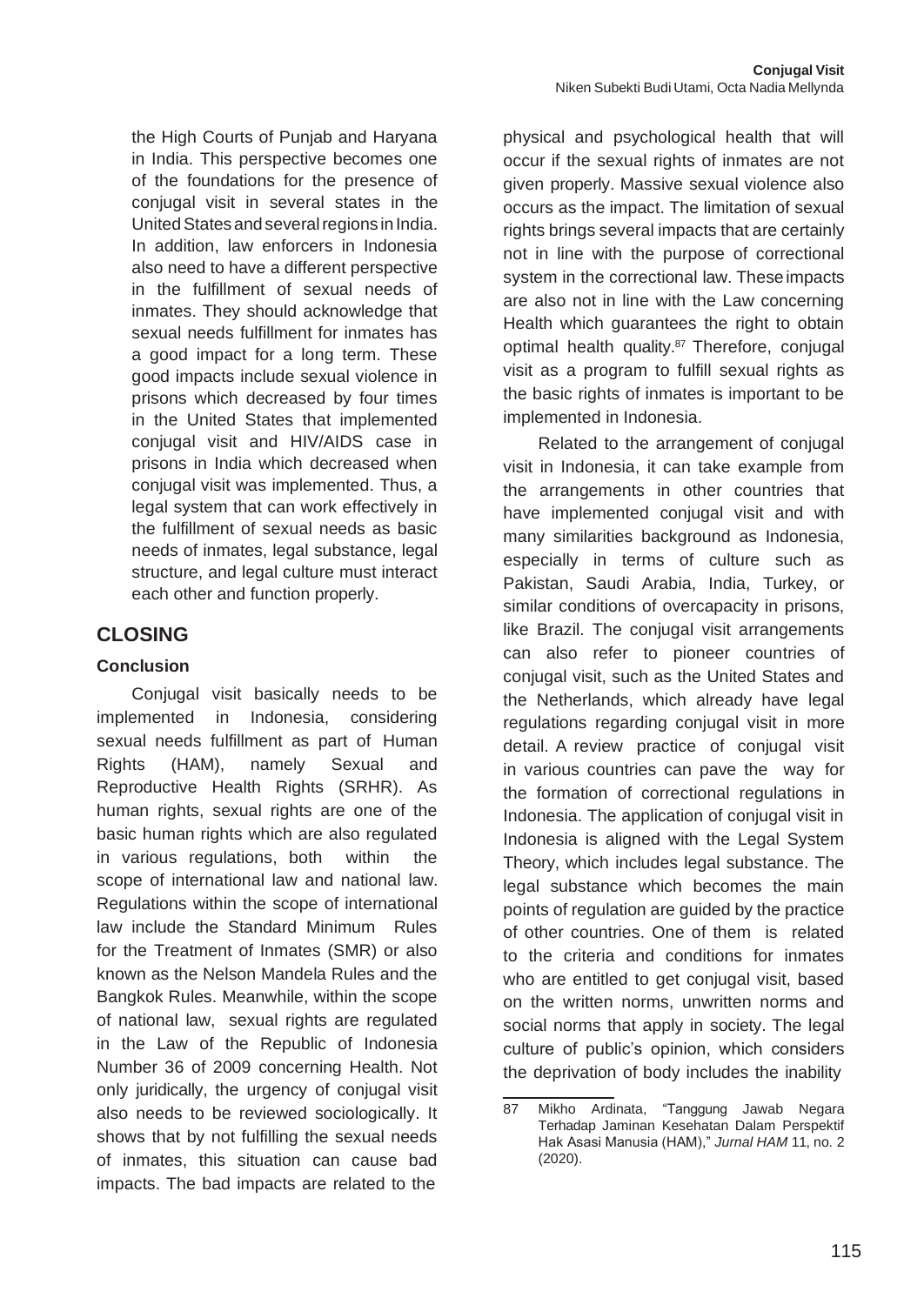the High Courts of Punjab and Haryana in India. This perspective becomes one of the foundations for the presence of conjugal visit in several states in the United States and several regions in India. In addition, law enforcers in Indonesia also need to have a different perspective in the fulfillment of sexual needs of inmates. They should acknowledge that sexual needs fulfillment for inmates has a good impact for a long term. These good impacts include sexual violence in prisons which decreased by four times in the United States that implemented conjugal visit and HIV/AIDS case in prisons in India which decreased when conjugal visit was implemented. Thus, a legal system that can work effectively in the fulfillment of sexual needs as basic needs of inmates, legal substance, legal structure, and legal culture must interact each other and function properly.

## CLOSING

### Conclusion

Conjugal visit basically needs to be implemented in Indonesia, considering sexual needs fulfillment as part of Human Rights (HAM), namely Sexual and Reproductive Health Rights (SRHR). As human rights, sexual rights are one of the basic human rights which are also regulated in various regulations, both within the scope of international law and national law. Regulations within the scope of international law include the Standard Minimum Rules for the Treatment of Inmates (SMR) or also known as the Nelson Mandela Rules and the Bangkok Rules. Meanwhile, within the scope of national law, sexual rights are regulated in the Law of the Republic of Indonesia Number 36 of 2009 concerning Health. Not only juridically, the urgency of conjugal visit also needs to be reviewed sociologically. It shows that by not fulfilling the sexual needs of inmates, this situation can cause bad impacts. The bad impacts are related to the physical and psychological health that will occur if the sexual rights of inmates are not given properly. Massive sexual violence also occurs as the impact. The limitation of sexual rights brings several impacts that are certainly not in line with the purpose of correctional system in the correctional law. These impacts are also not in line with the Law concerning Health which guarantees the right to obtain optimal health quality.[87] Therefore, conjugal visit as a program to fulfill sexual rights as the basic rights of inmates is important to be implemented in Indonesia.

Related to the arrangement of conjugal visit in Indonesia, it can take example from the arrangements in other countries that have implemented conjugal visit and with many similarities background as Indonesia, especially in terms of culture such as Pakistan, Saudi Arabia, India, Turkey, or similar conditions of overcapacity in prisons, like Brazil. The conjugal visit arrangements can also refer to pioneer countries of conjugal visit, such as the United States and the Netherlands, which already have legal regulations regarding conjugal visit in more detail. A review practice of conjugal visit in various countries can pave the way for the formation of correctional regulations in Indonesia. The application of conjugal visit in Indonesia is aligned with the Legal System Theory, which includes legal substance. The legal substance which becomes the main points of regulation are guided by the practice of other countries. One of them is related to the criteria and conditions for inmates who are entitled to get conjugal visit, based on the written norms, unwritten norms and social norms that apply in society. The legal culture of public's opinion, which considers the deprivation of body includes the inability

---

87 Mikho Ardinata, "Tanggung Jawab Negara Terhadap Jaminan Kesehatan Dalam Perspektif Hak Asasi Manusia (HAM)," *Jurnal HAM* 11, no. 2 (2020).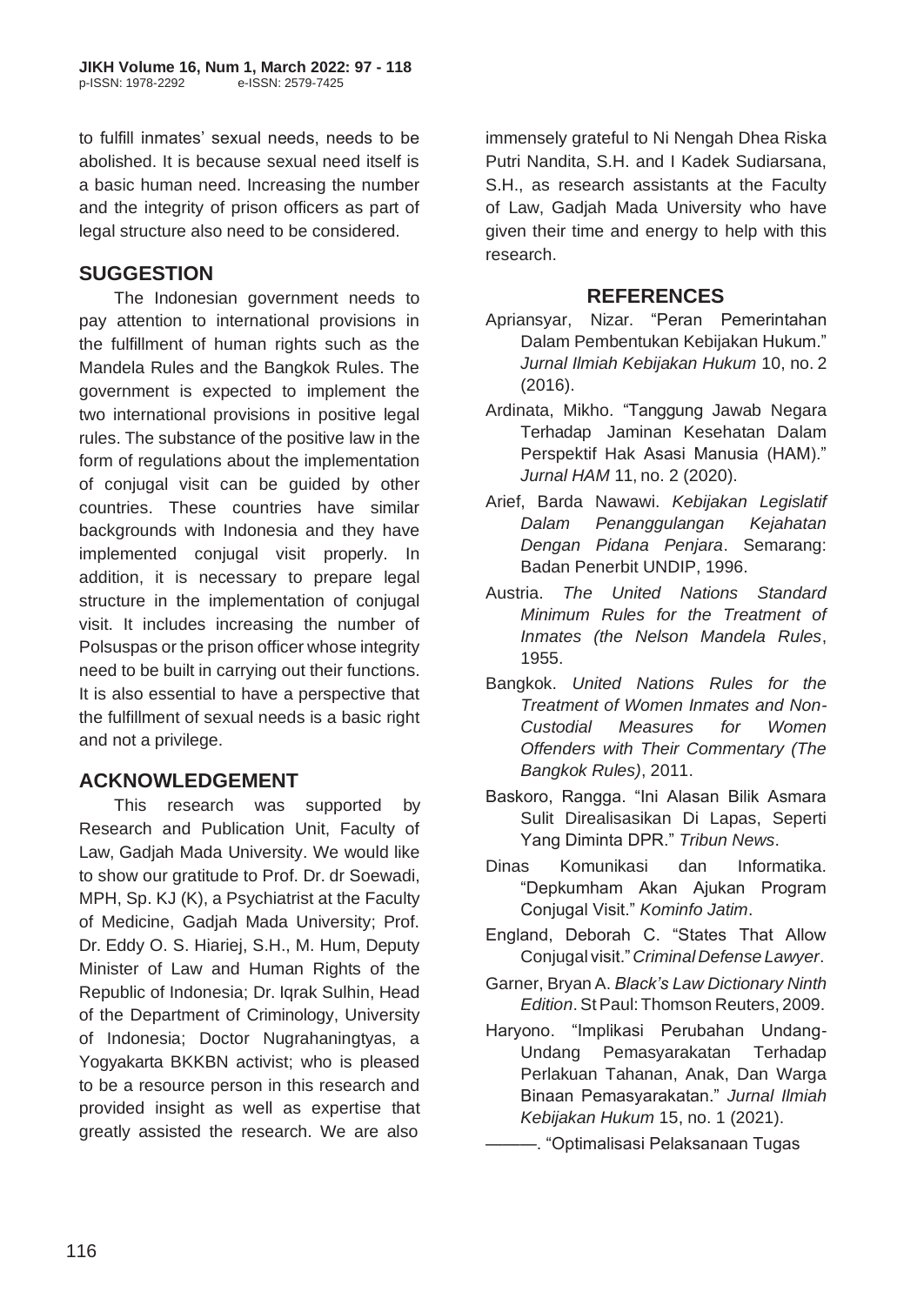to fulfill inmates' sexual needs, needs to be abolished. It is because sexual need itself is a basic human need. Increasing the number and the integrity of prison officers as part of legal structure also need to be considered.

## SUGGESTION

The Indonesian government needs to pay attention to international provisions in the fulfillment of human rights such as the Mandela Rules and the Bangkok Rules. The government is expected to implement the two international provisions in positive legal rules. The substance of the positive law in the form of regulations about the implementation of conjugal visit can be guided by other countries. These countries have similar backgrounds with Indonesia and they have implemented conjugal visit properly. In addition, it is necessary to prepare legal structure in the implementation of conjugal visit. It includes increasing the number of Polsuspas or the prison officer whose integrity need to be built in carrying out their functions. It is also essential to have a perspective that the fulfillment of sexual needs is a basic right and not a privilege.

## ACKNOWLEDGEMENT

This research was supported by Research and Publication Unit, Faculty of Law, Gadjah Mada University. We would like to show our gratitude to Prof. Dr. dr Soewadi, MPH, Sp. KJ (K), a Psychiatrist at the Faculty of Medicine, Gadjah Mada University; Prof. Dr. Eddy O. S. Hiariej, S.H., M. Hum, Deputy Minister of Law and Human Rights of the Republic of Indonesia; Dr. Iqrak Sulhin, Head of the Department of Criminology, University of Indonesia; Doctor Nugrahaningtyas, a Yogyakarta BKKBN activist; who is pleased to be a resource person in this research and provided insight as well as expertise that greatly assisted the research. We are also immensely grateful to Ni Nengah Dhea Riska Putri Nandita, S.H. and I Kadek Sudiarsana, S.H., as research assistants at the Faculty of Law, Gadjah Mada University who have given their time and energy to help with this research.

## REFERENCES

Apriansyar, Nizar. "Peran Pemerintahan Dalam Pembentukan Kebijakan Hukum." *Jurnal Ilmiah Kebijakan Hukum* 10, no. 2 (2016).

Ardinata, Mikho. "Tanggung Jawab Negara Terhadap Jaminan Kesehatan Dalam Perspektif Hak Asasi Manusia (HAM)." *Jurnal HAM* 11, no. 2 (2020).

Arief, Barda Nawawi. *Kebijakan Legislatif Dalam Penanggulangan Kejahatan Dengan Pidana Penjara*. Semarang: Badan Penerbit UNDIP, 1996.

Austria. *The United Nations Standard Minimum Rules for the Treatment of Inmates (the Nelson Mandela Rules*, 1955.

Bangkok. *United Nations Rules for the Treatment of Women Inmates and Non-Custodial Measures for Women Offenders with Their Commentary (The Bangkok Rules)*, 2011.

Baskoro, Rangga. "Ini Alasan Bilik Asmara Sulit Direalisasikan Di Lapas, Seperti Yang Diminta DPR." *Tribun News*.

Dinas Komunikasi dan Informatika. "Depkumham Akan Ajukan Program Conjugal Visit." *Kominfo Jatim*.

England, Deborah C. "States That Allow Conjugal visit." *Criminal Defense Lawyer*.

Garner, Bryan A. *Black's Law Dictionary Ninth Edition*. St Paul: Thomson Reuters, 2009.

Haryono. "Implikasi Perubahan Undang-Undang Pemasyarakatan Terhadap Perlakuan Tahanan, Anak, Dan Warga Binaan Pemasyarakatan." *Jurnal Ilmiah Kebijakan Hukum* 15, no. 1 (2021).

———. "Optimalisasi Pelaksanaan Tugas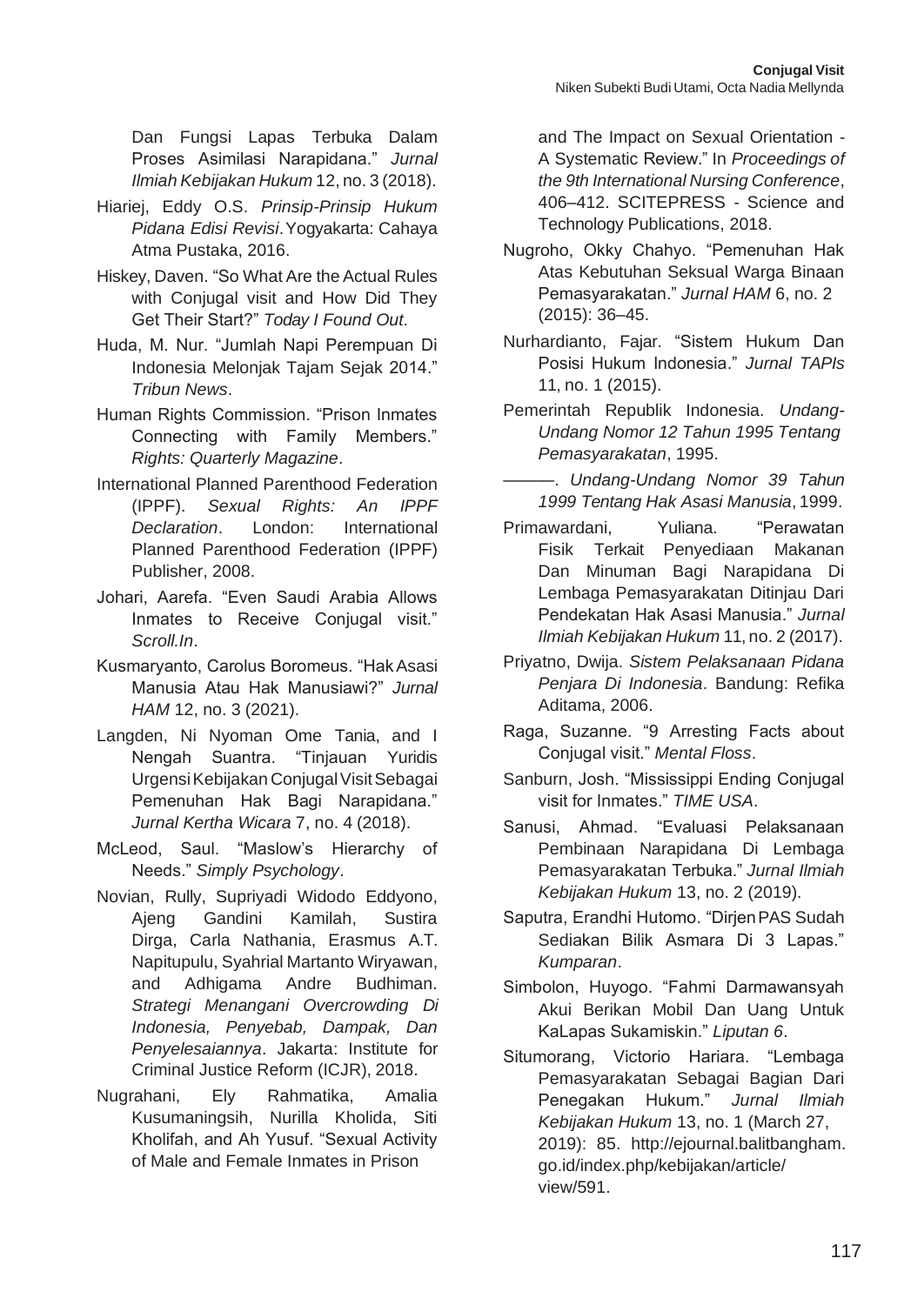Dan Fungsi Lapas Terbuka Dalam Proses Asimilasi Narapidana." *Jurnal Ilmiah Kebijakan Hukum* 12, no. 3 (2018).

Hiariej, Eddy O.S. *Prinsip-Prinsip Hukum Pidana Edisi Revisi*. Yogyakarta: Cahaya Atma Pustaka, 2016.

Hiskey, Daven. "So What Are the Actual Rules with Conjugal visit and How Did They Get Their Start?" *Today I Found Out*.

Huda, M. Nur. "Jumlah Napi Perempuan Di Indonesia Melonjak Tajam Sejak 2014." *Tribun News*.

Human Rights Commission. "Prison Inmates Connecting with Family Members." *Rights: Quarterly Magazine*.

International Planned Parenthood Federation (IPPF). *Sexual Rights: An IPPF Declaration*. London: International Planned Parenthood Federation (IPPF) Publisher, 2008.

Johari, Aarefa. "Even Saudi Arabia Allows Inmates to Receive Conjugal visit." *Scroll.In*.

Kusmaryanto, Carolus Boromeus. "Hak Asasi Manusia Atau Hak Manusiawi?" *Jurnal HAM* 12, no. 3 (2021).

Langden, Ni Nyoman Ome Tania, and I Nengah Suantra. "Tinjauan Yuridis Urgensi Kebijakan Conjugal Visit Sebagai Pemenuhan Hak Bagi Narapidana." *Jurnal Kertha Wicara* 7, no. 4 (2018).

McLeod, Saul. "Maslow's Hierarchy of Needs." *Simply Psychology*.

Novian, Rully, Supriyadi Widodo Eddyono, Ajeng Gandini Kamilah, Sustira Dirga, Carla Nathania, Erasmus A.T. Napitupulu, Syahrial Martanto Wiryawan, and Adhigama Andre Budhiman. *Strategi Menangani Overcrowding Di Indonesia, Penyebab, Dampak, Dan Penyelesaiannya*. Jakarta: Institute for Criminal Justice Reform (ICJR), 2018.

Nugrahani, Ely Rahmatika, Amalia Kusumaningsih, Nurilla Kholida, Siti Kholifah, and Ah Yusuf. "Sexual Activity of Male and Female Inmates in Prison and The Impact on Sexual Orientation - A Systematic Review." In *Proceedings of the 9th International Nursing Conference*, 406–412. SCITEPRESS - Science and Technology Publications, 2018.

Nugroho, Okky Chahyo. "Pemenuhan Hak Atas Kebutuhan Seksual Warga Binaan Pemasyarakatan." *Jurnal HAM* 6, no. 2 (2015): 36–45.

Nurhardianto, Fajar. "Sistem Hukum Dan Posisi Hukum Indonesia." *Jurnal TAPIs* 11, no. 1 (2015).

Pemerintah Republik Indonesia. *Undang-Undang Nomor 12 Tahun 1995 Tentang Pemasyarakatan*, 1995.

———. *Undang-Undang Nomor 39 Tahun 1999 Tentang Hak Asasi Manusia*, 1999.

Primawardani, Yuliana. "Perawatan Fisik Terkait Penyediaan Makanan Dan Minuman Bagi Narapidana Di Lembaga Pemasyarakatan Ditinjau Dari Pendekatan Hak Asasi Manusia." *Jurnal Ilmiah Kebijakan Hukum* 11, no. 2 (2017).

Priyatno, Dwija. *Sistem Pelaksanaan Pidana Penjara Di Indonesia*. Bandung: Refika Aditama, 2006.

Raga, Suzanne. "9 Arresting Facts about Conjugal visit." *Mental Floss*.

Sanburn, Josh. "Mississippi Ending Conjugal visit for Inmates." *TIME USA*.

Sanusi, Ahmad. "Evaluasi Pelaksanaan Pembinaan Narapidana Di Lembaga Pemasyarakatan Terbuka." *Jurnal Ilmiah Kebijakan Hukum* 13, no. 2 (2019).

Saputra, Erandhi Hutomo. "Dirjen PAS Sudah Sediakan Bilik Asmara Di 3 Lapas." *Kumparan*.

Simbolon, Huyogo. "Fahmi Darmawansyah Akui Berikan Mobil Dan Uang Untuk KaLapas Sukamiskin." *Liputan 6*.

Situmorang, Victorio Hariara. "Lembaga Pemasyarakatan Sebagai Bagian Dari Penegakan Hukum." *Jurnal Ilmiah Kebijakan Hukum* 13, no. 1 (March 27, 2019): 85. http://ejournal.balitbangham.go.id/index.php/kebijakan/article/view/591.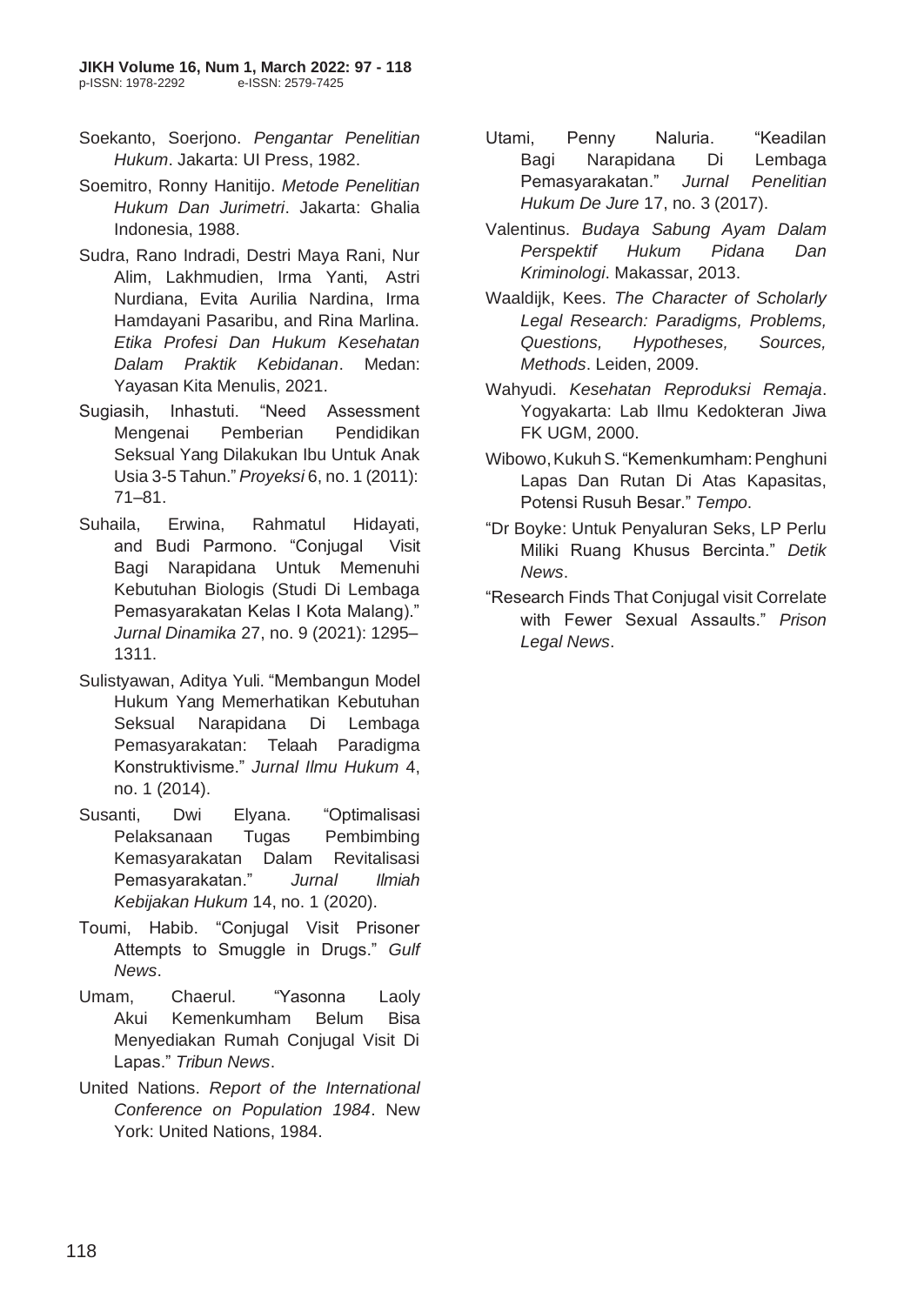Soekanto, Soerjono. *Pengantar Penelitian Hukum*. Jakarta: UI Press, 1982.

Soemitro, Ronny Hanitijo. *Metode Penelitian Hukum Dan Jurimetri*. Jakarta: Ghalia Indonesia, 1988.

Sudra, Rano Indradi, Destri Maya Rani, Nur Alim, Lakhmudien, Irma Yanti, Astri Nurdiana, Evita Aurilia Nardina, Irma Hamdayani Pasaribu, and Rina Marlina. *Etika Profesi Dan Hukum Kesehatan Dalam Praktik Kebidanan*. Medan: Yayasan Kita Menulis, 2021.

Sugiasih, Inhastuti. "Need Assessment Mengenai Pemberian Pendidikan Seksual Yang Dilakukan Ibu Untuk Anak Usia 3-5 Tahun." *Proyeksi* 6, no. 1 (2011): 71–81.

Suhaila, Erwina, Rahmatul Hidayati, and Budi Parmono. "Conjugal Visit Bagi Narapidana Untuk Memenuhi Kebutuhan Biologis (Studi Di Lembaga Pemasyarakatan Kelas I Kota Malang)." *Jurnal Dinamika* 27, no. 9 (2021): 1295–1311.

Sulistyawan, Aditya Yuli. "Membangun Model Hukum Yang Memerhatikan Kebutuhan Seksual Narapidana Di Lembaga Pemasyarakatan: Telaah Paradigma Konstruktivisme." *Jurnal Ilmu Hukum* 4, no. 1 (2014).

Susanti, Dwi Elyana. "Optimalisasi Pelaksanaan Tugas Pembimbing Kemasyarakatan Dalam Revitalisasi Pemasyarakatan." *Jurnal Ilmiah Kebijakan Hukum* 14, no. 1 (2020).

Toumi, Habib. "Conjugal Visit Prisoner Attempts to Smuggle in Drugs." *Gulf News*.

Umam, Chaerul. "Yasonna Laoly Akui Kemenkumham Belum Bisa Menyediakan Rumah Conjugal Visit Di Lapas." *Tribun News*.

United Nations. *Report of the International Conference on Population 1984*. New York: United Nations, 1984.

Utami, Penny Naluria. "Keadilan Bagi Narapidana Di Lembaga Pemasyarakatan." *Jurnal Penelitian Hukum De Jure* 17, no. 3 (2017).

Valentinus. *Budaya Sabung Ayam Dalam Perspektif Hukum Pidana Dan Kriminologi*. Makassar, 2013.

Waaldijk, Kees. *The Character of Scholarly Legal Research: Paradigms, Problems, Questions, Hypotheses, Sources, Methods*. Leiden, 2009.

Wahyudi. *Kesehatan Reproduksi Remaja*. Yogyakarta: Lab Ilmu Kedokteran Jiwa FK UGM, 2000.

Wibowo, Kukuh S. "Kemenkumham: Penghuni Lapas Dan Rutan Di Atas Kapasitas, Potensi Rusuh Besar." *Tempo*.

"Dr Boyke: Untuk Penyaluran Seks, LP Perlu Miliki Ruang Khusus Bercinta." *Detik News*.

"Research Finds That Conjugal visit Correlate with Fewer Sexual Assaults." *Prison Legal News*.